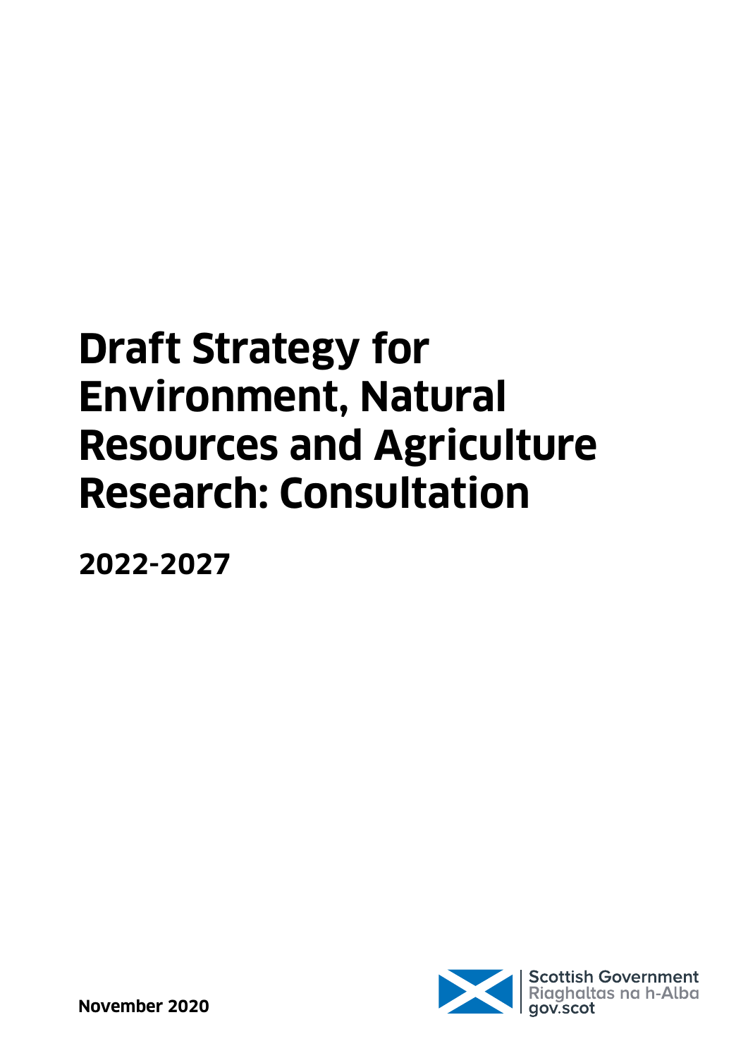# Draft Strategy for Environment, Natural Resources and Agriculture Research: Consultation

**2022-2027**

**November 2020**

Scottish Government
Riaghaltas na h-Alba
gov.scot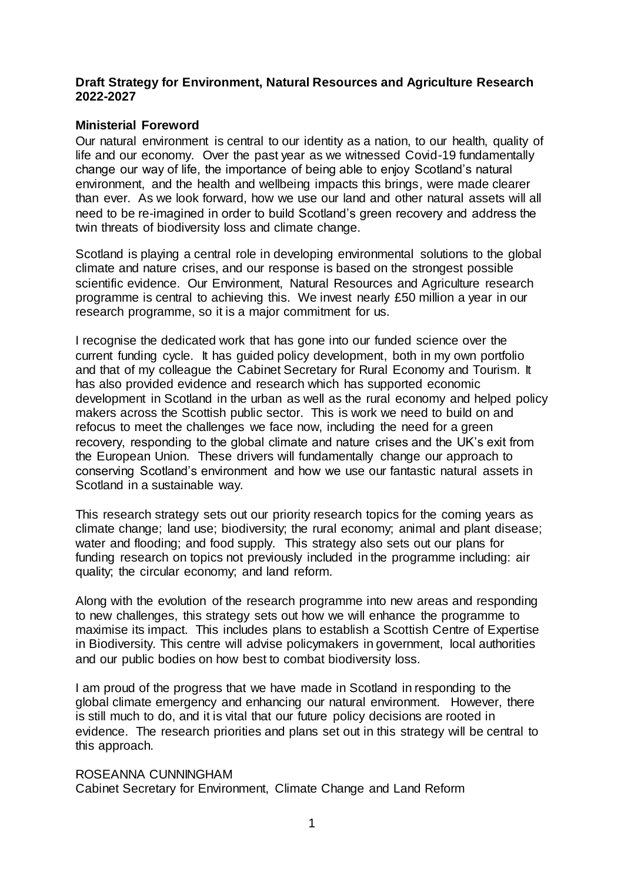**Draft Strategy for Environment, Natural Resources and Agriculture Research 2022-2027**

**Ministerial Foreword**

Our natural environment is central to our identity as a nation, to our health, quality of life and our economy. Over the past year as we witnessed Covid-19 fundamentally change our way of life, the importance of being able to enjoy Scotland's natural environment, and the health and wellbeing impacts this brings, were made clearer than ever. As we look forward, how we use our land and other natural assets will all need to be re-imagined in order to build Scotland's green recovery and address the twin threats of biodiversity loss and climate change.

Scotland is playing a central role in developing environmental solutions to the global climate and nature crises, and our response is based on the strongest possible scientific evidence. Our Environment, Natural Resources and Agriculture research programme is central to achieving this. We invest nearly £50 million a year in our research programme, so it is a major commitment for us.

I recognise the dedicated work that has gone into our funded science over the current funding cycle. It has guided policy development, both in my own portfolio and that of my colleague the Cabinet Secretary for Rural Economy and Tourism. It has also provided evidence and research which has supported economic development in Scotland in the urban as well as the rural economy and helped policy makers across the Scottish public sector. This is work we need to build on and refocus to meet the challenges we face now, including the need for a green recovery, responding to the global climate and nature crises and the UK's exit from the European Union. These drivers will fundamentally change our approach to conserving Scotland's environment and how we use our fantastic natural assets in Scotland in a sustainable way.

This research strategy sets out our priority research topics for the coming years as climate change; land use; biodiversity; the rural economy; animal and plant disease; water and flooding; and food supply. This strategy also sets out our plans for funding research on topics not previously included in the programme including: air quality; the circular economy; and land reform.

Along with the evolution of the research programme into new areas and responding to new challenges, this strategy sets out how we will enhance the programme to maximise its impact. This includes plans to establish a Scottish Centre of Expertise in Biodiversity. This centre will advise policymakers in government, local authorities and our public bodies on how best to combat biodiversity loss.

I am proud of the progress that we have made in Scotland in responding to the global climate emergency and enhancing our natural environment. However, there is still much to do, and it is vital that our future policy decisions are rooted in evidence. The research priorities and plans set out in this strategy will be central to this approach.

ROSEANNA CUNNINGHAM
Cabinet Secretary for Environment, Climate Change and Land Reform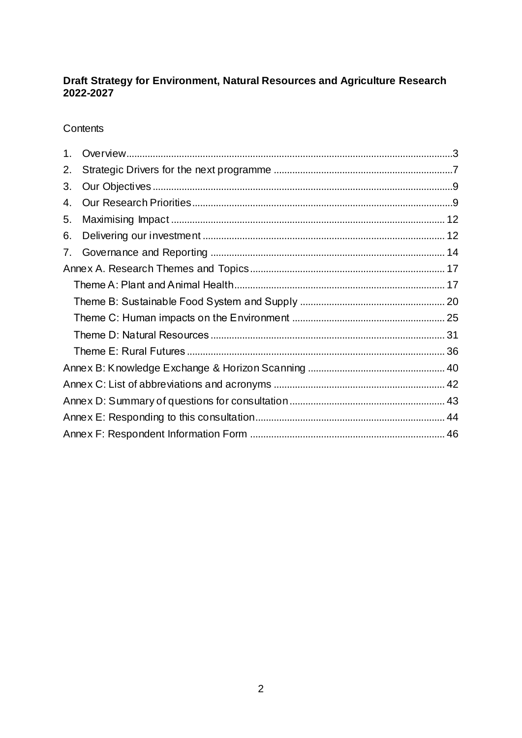**Draft Strategy for Environment, Natural Resources and Agriculture Research 2022-2027**

Contents

1. Overview ..... 3
2. Strategic Drivers for the next programme ..... 7
3. Our Objectives ..... 9
4. Our Research Priorities ..... 9
5. Maximising Impact ..... 12
6. Delivering our investment ..... 12
7. Governance and Reporting ..... 14

Annex A. Research Themes and Topics ..... 17
- Theme A: Plant and Animal Health ..... 17
- Theme B: Sustainable Food System and Supply ..... 20
- Theme C: Human impacts on the Environment ..... 25
- Theme D: Natural Resources ..... 31
- Theme E: Rural Futures ..... 36

Annex B: Knowledge Exchange & Horizon Scanning ..... 40

Annex C: List of abbreviations and acronyms ..... 42

Annex D: Summary of questions for consultation ..... 43

Annex E: Responding to this consultation ..... 44

Annex F: Respondent Information Form ..... 46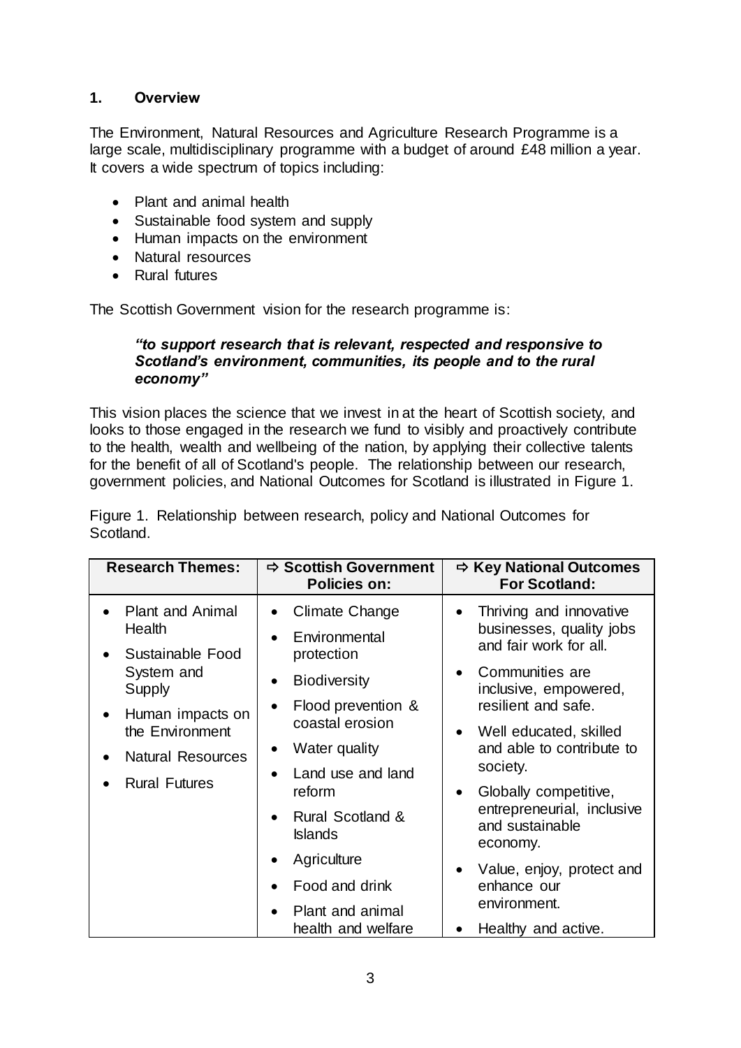## 1. Overview

The Environment, Natural Resources and Agriculture Research Programme is a large scale, multidisciplinary programme with a budget of around £48 million a year. It covers a wide spectrum of topics including:

- Plant and animal health
- Sustainable food system and supply
- Human impacts on the environment
- Natural resources
- Rural futures

The Scottish Government vision for the research programme is:

> ***"to support research that is relevant, respected and responsive to Scotland's environment, communities, its people and to the rural economy"***

This vision places the science that we invest in at the heart of Scottish society, and looks to those engaged in the research we fund to visibly and proactively contribute to the health, wealth and wellbeing of the nation, by applying their collective talents for the benefit of all of Scotland's people. The relationship between our research, government policies, and National Outcomes for Scotland is illustrated in Figure 1.

Figure 1. Relationship between research, policy and National Outcomes for Scotland.

| **Research Themes:** | **⇨ Scottish Government Policies on:** | **⇨ Key National Outcomes For Scotland:** |
|---|---|---|
| • Plant and Animal Health<br>• Sustainable Food System and Supply<br>• Human impacts on the Environment<br>• Natural Resources<br>• Rural Futures | • Climate Change<br>• Environmental protection<br>• Biodiversity<br>• Flood prevention & coastal erosion<br>• Water quality<br>• Land use and land reform<br>• Rural Scotland & Islands<br>• Agriculture<br>• Food and drink<br>• Plant and animal health and welfare | • Thriving and innovative businesses, quality jobs and fair work for all.<br>• Communities are inclusive, empowered, resilient and safe.<br>• Well educated, skilled and able to contribute to society.<br>• Globally competitive, entrepreneurial, inclusive and sustainable economy.<br>• Value, enjoy, protect and enhance our environment.<br>• Healthy and active. |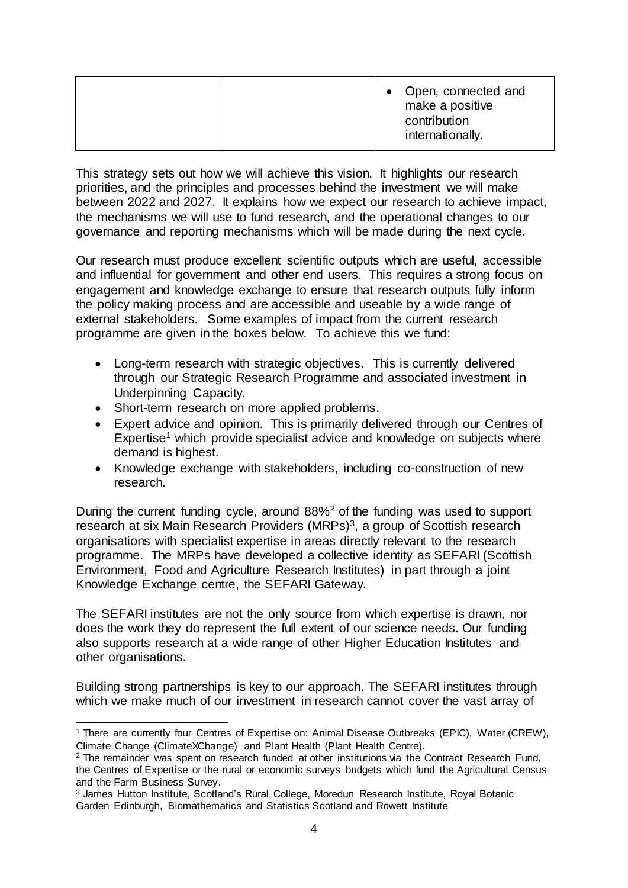| | | • Open, connected and make a positive contribution internationally. |
|---|---|---|

This strategy sets out how we will achieve this vision. It highlights our research priorities, and the principles and processes behind the investment we will make between 2022 and 2027. It explains how we expect our research to achieve impact, the mechanisms we will use to fund research, and the operational changes to our governance and reporting mechanisms which will be made during the next cycle.

Our research must produce excellent scientific outputs which are useful, accessible and influential for government and other end users. This requires a strong focus on engagement and knowledge exchange to ensure that research outputs fully inform the policy making process and are accessible and useable by a wide range of external stakeholders. Some examples of impact from the current research programme are given in the boxes below. To achieve this we fund:

- Long-term research with strategic objectives. This is currently delivered through our Strategic Research Programme and associated investment in Underpinning Capacity.
- Short-term research on more applied problems.
- Expert advice and opinion. This is primarily delivered through our Centres of Expertise[1] which provide specialist advice and knowledge on subjects where demand is highest.
- Knowledge exchange with stakeholders, including co-construction of new research.

During the current funding cycle, around 88%[2] of the funding was used to support research at six Main Research Providers (MRPs)[3], a group of Scottish research organisations with specialist expertise in areas directly relevant to the research programme. The MRPs have developed a collective identity as SEFARI (Scottish Environment, Food and Agriculture Research Institutes) in part through a joint Knowledge Exchange centre, the SEFARI Gateway.

The SEFARI institutes are not the only source from which expertise is drawn, nor does the work they do represent the full extent of our science needs. Our funding also supports research at a wide range of other Higher Education Institutes and other organisations.

Building strong partnerships is key to our approach. The SEFARI institutes through which we make much of our investment in research cannot cover the vast array of

---

[1] There are currently four Centres of Expertise on: Animal Disease Outbreaks (EPIC), Water (CREW), Climate Change (ClimateXChange) and Plant Health (Plant Health Centre).

[2] The remainder was spent on research funded at other institutions via the Contract Research Fund, the Centres of Expertise or the rural or economic surveys budgets which fund the Agricultural Census and the Farm Business Survey.

[3] James Hutton Institute, Scotland's Rural College, Moredun Research Institute, Royal Botanic Garden Edinburgh, Biomathematics and Statistics Scotland and Rowett Institute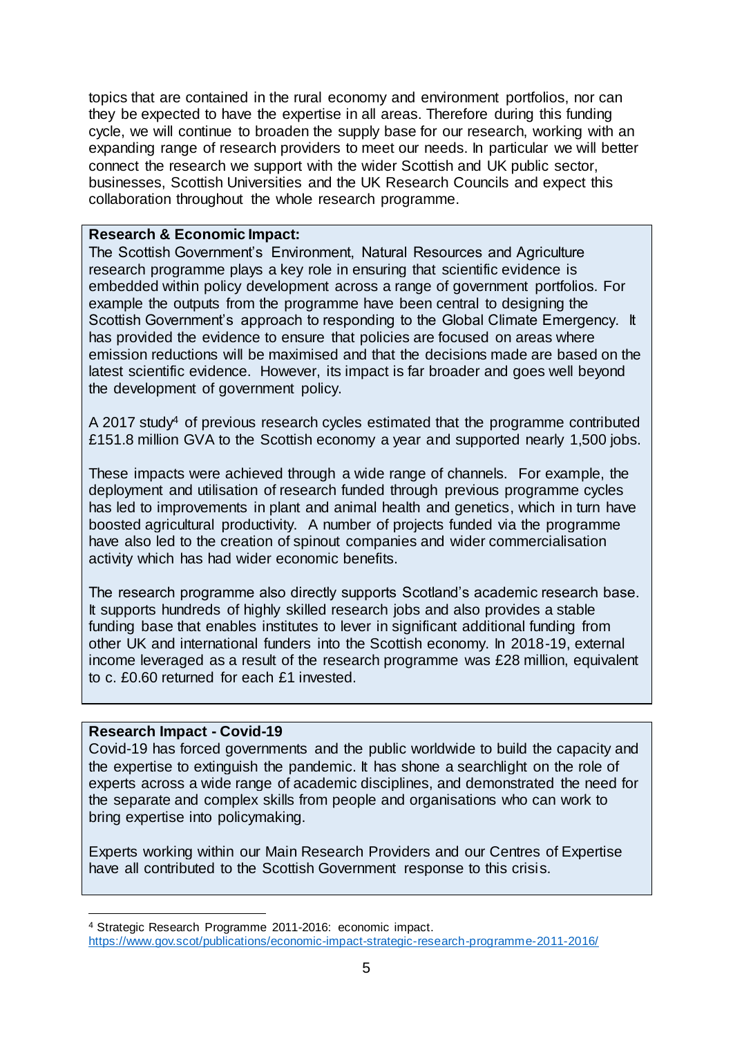topics that are contained in the rural economy and environment portfolios, nor can they be expected to have the expertise in all areas. Therefore during this funding cycle, we will continue to broaden the supply base for our research, working with an expanding range of research providers to meet our needs. In particular we will better connect the research we support with the wider Scottish and UK public sector, businesses, Scottish Universities and the UK Research Councils and expect this collaboration throughout the whole research programme.

**Research & Economic Impact:**

The Scottish Government's Environment, Natural Resources and Agriculture research programme plays a key role in ensuring that scientific evidence is embedded within policy development across a range of government portfolios. For example the outputs from the programme have been central to designing the Scottish Government's approach to responding to the Global Climate Emergency. It has provided the evidence to ensure that policies are focused on areas where emission reductions will be maximised and that the decisions made are based on the latest scientific evidence. However, its impact is far broader and goes well beyond the development of government policy.

A 2017 study[4] of previous research cycles estimated that the programme contributed £151.8 million GVA to the Scottish economy a year and supported nearly 1,500 jobs.

These impacts were achieved through a wide range of channels. For example, the deployment and utilisation of research funded through previous programme cycles has led to improvements in plant and animal health and genetics, which in turn have boosted agricultural productivity. A number of projects funded via the programme have also led to the creation of spinout companies and wider commercialisation activity which has had wider economic benefits.

The research programme also directly supports Scotland's academic research base. It supports hundreds of highly skilled research jobs and also provides a stable funding base that enables institutes to lever in significant additional funding from other UK and international funders into the Scottish economy. In 2018-19, external income leveraged as a result of the research programme was £28 million, equivalent to c. £0.60 returned for each £1 invested.

**Research Impact - Covid-19**

Covid-19 has forced governments and the public worldwide to build the capacity and the expertise to extinguish the pandemic. It has shone a searchlight on the role of experts across a wide range of academic disciplines, and demonstrated the need for the separate and complex skills from people and organisations who can work to bring expertise into policymaking.

Experts working within our Main Research Providers and our Centres of Expertise have all contributed to the Scottish Government response to this crisis.

[4] Strategic Research Programme 2011-2016: economic impact. https://www.gov.scot/publications/economic-impact-strategic-research-programme-2011-2016/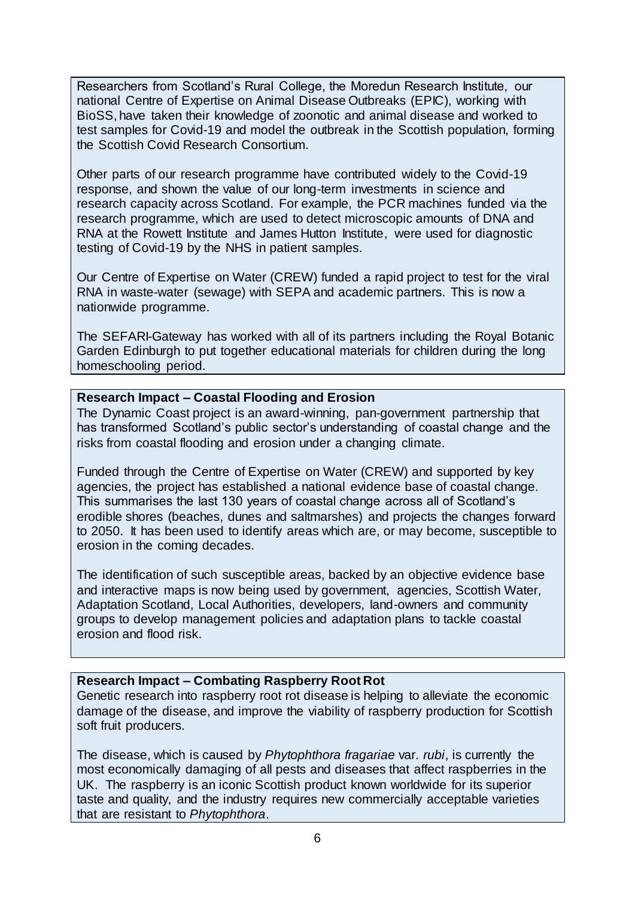Researchers from Scotland's Rural College, the Moredun Research Institute, our national Centre of Expertise on Animal Disease Outbreaks (EPIC), working with BioSS, have taken their knowledge of zoonotic and animal disease and worked to test samples for Covid-19 and model the outbreak in the Scottish population, forming the Scottish Covid Research Consortium.

Other parts of our research programme have contributed widely to the Covid-19 response, and shown the value of our long-term investments in science and research capacity across Scotland. For example, the PCR machines funded via the research programme, which are used to detect microscopic amounts of DNA and RNA at the Rowett Institute and James Hutton Institute, were used for diagnostic testing of Covid-19 by the NHS in patient samples.

Our Centre of Expertise on Water (CREW) funded a rapid project to test for the viral RNA in waste-water (sewage) with SEPA and academic partners. This is now a nationwide programme.

The SEFARI-Gateway has worked with all of its partners including the Royal Botanic Garden Edinburgh to put together educational materials for children during the long homeschooling period.

**Research Impact – Coastal Flooding and Erosion**

The Dynamic Coast project is an award-winning, pan-government partnership that has transformed Scotland's public sector's understanding of coastal change and the risks from coastal flooding and erosion under a changing climate.

Funded through the Centre of Expertise on Water (CREW) and supported by key agencies, the project has established a national evidence base of coastal change. This summarises the last 130 years of coastal change across all of Scotland's erodible shores (beaches, dunes and saltmarshes) and projects the changes forward to 2050. It has been used to identify areas which are, or may become, susceptible to erosion in the coming decades.

The identification of such susceptible areas, backed by an objective evidence base and interactive maps is now being used by government, agencies, Scottish Water, Adaptation Scotland, Local Authorities, developers, land-owners and community groups to develop management policies and adaptation plans to tackle coastal erosion and flood risk.

**Research Impact – Combating Raspberry Root Rot**

Genetic research into raspberry root rot disease is helping to alleviate the economic damage of the disease, and improve the viability of raspberry production for Scottish soft fruit producers.

The disease, which is caused by *Phytophthora fragariae* var. *rubi*, is currently the most economically damaging of all pests and diseases that affect raspberries in the UK. The raspberry is an iconic Scottish product known worldwide for its superior taste and quality, and the industry requires new commercially acceptable varieties that are resistant to *Phytophthora*.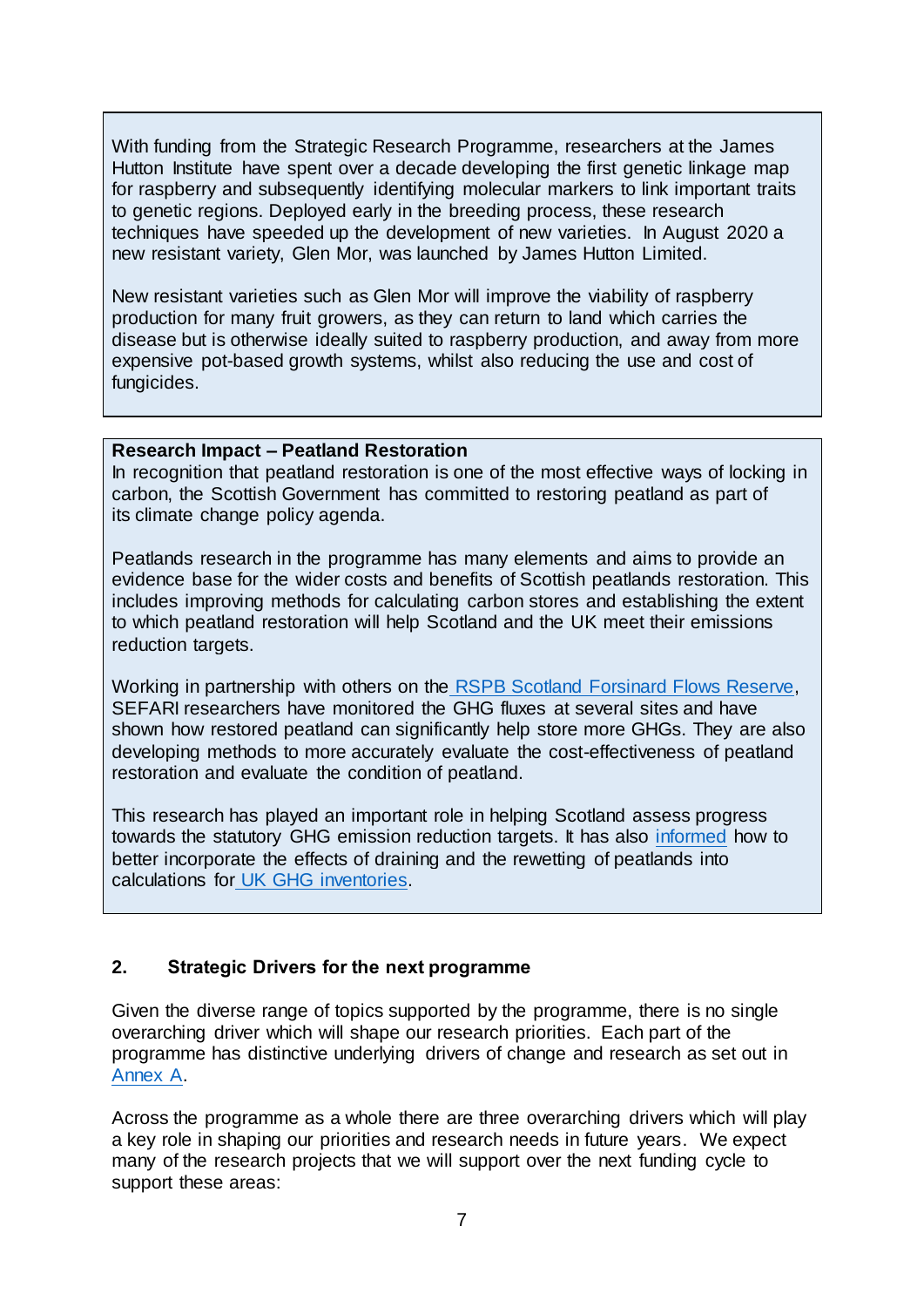With funding from the Strategic Research Programme, researchers at the James Hutton Institute have spent over a decade developing the first genetic linkage map for raspberry and subsequently identifying molecular markers to link important traits to genetic regions. Deployed early in the breeding process, these research techniques have speeded up the development of new varieties. In August 2020 a new resistant variety, Glen Mor, was launched by James Hutton Limited.

New resistant varieties such as Glen Mor will improve the viability of raspberry production for many fruit growers, as they can return to land which carries the disease but is otherwise ideally suited to raspberry production, and away from more expensive pot-based growth systems, whilst also reducing the use and cost of fungicides.

**Research Impact – Peatland Restoration**

In recognition that peatland restoration is one of the most effective ways of locking in carbon, the Scottish Government has committed to restoring peatland as part of its climate change policy agenda.

Peatlands research in the programme has many elements and aims to provide an evidence base for the wider costs and benefits of Scottish peatlands restoration. This includes improving methods for calculating carbon stores and establishing the extent to which peatland restoration will help Scotland and the UK meet their emissions reduction targets.

Working in partnership with others on the RSPB Scotland Forsinard Flows Reserve, SEFARI researchers have monitored the GHG fluxes at several sites and have shown how restored peatland can significantly help store more GHGs. They are also developing methods to more accurately evaluate the cost-effectiveness of peatland restoration and evaluate the condition of peatland.

This research has played an important role in helping Scotland assess progress towards the statutory GHG emission reduction targets. It has also informed how to better incorporate the effects of draining and the rewetting of peatlands into calculations for UK GHG inventories.

## 2. Strategic Drivers for the next programme

Given the diverse range of topics supported by the programme, there is no single overarching driver which will shape our research priorities. Each part of the programme has distinctive underlying drivers of change and research as set out in Annex A.

Across the programme as a whole there are three overarching drivers which will play a key role in shaping our priorities and research needs in future years. We expect many of the research projects that we will support over the next funding cycle to support these areas: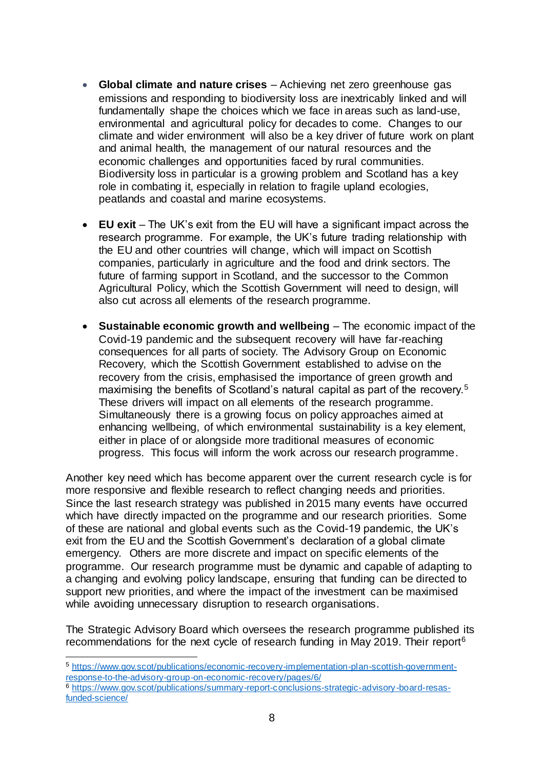- **Global climate and nature crises** – Achieving net zero greenhouse gas emissions and responding to biodiversity loss are inextricably linked and will fundamentally shape the choices which we face in areas such as land-use, environmental and agricultural policy for decades to come. Changes to our climate and wider environment will also be a key driver of future work on plant and animal health, the management of our natural resources and the economic challenges and opportunities faced by rural communities. Biodiversity loss in particular is a growing problem and Scotland has a key role in combating it, especially in relation to fragile upland ecologies, peatlands and coastal and marine ecosystems.

- **EU exit** – The UK's exit from the EU will have a significant impact across the research programme. For example, the UK's future trading relationship with the EU and other countries will change, which will impact on Scottish companies, particularly in agriculture and the food and drink sectors. The future of farming support in Scotland, and the successor to the Common Agricultural Policy, which the Scottish Government will need to design, will also cut across all elements of the research programme.

- **Sustainable economic growth and wellbeing** – The economic impact of the Covid-19 pandemic and the subsequent recovery will have far-reaching consequences for all parts of society. The Advisory Group on Economic Recovery, which the Scottish Government established to advise on the recovery from the crisis, emphasised the importance of green growth and maximising the benefits of Scotland's natural capital as part of the recovery.[5] These drivers will impact on all elements of the research programme. Simultaneously there is a growing focus on policy approaches aimed at enhancing wellbeing, of which environmental sustainability is a key element, either in place of or alongside more traditional measures of economic progress. This focus will inform the work across our research programme.

Another key need which has become apparent over the current research cycle is for more responsive and flexible research to reflect changing needs and priorities. Since the last research strategy was published in 2015 many events have occurred which have directly impacted on the programme and our research priorities. Some of these are national and global events such as the Covid-19 pandemic, the UK's exit from the EU and the Scottish Government's declaration of a global climate emergency. Others are more discrete and impact on specific elements of the programme. Our research programme must be dynamic and capable of adapting to a changing and evolving policy landscape, ensuring that funding can be directed to support new priorities, and where the impact of the investment can be maximised while avoiding unnecessary disruption to research organisations.

The Strategic Advisory Board which oversees the research programme published its recommendations for the next cycle of research funding in May 2019. Their report[6]

---

[5] https://www.gov.scot/publications/economic-recovery-implementation-plan-scottish-government-response-to-the-advisory-group-on-economic-recovery/pages/6/

[6] https://www.gov.scot/publications/summary-report-conclusions-strategic-advisory-board-resas-funded-science/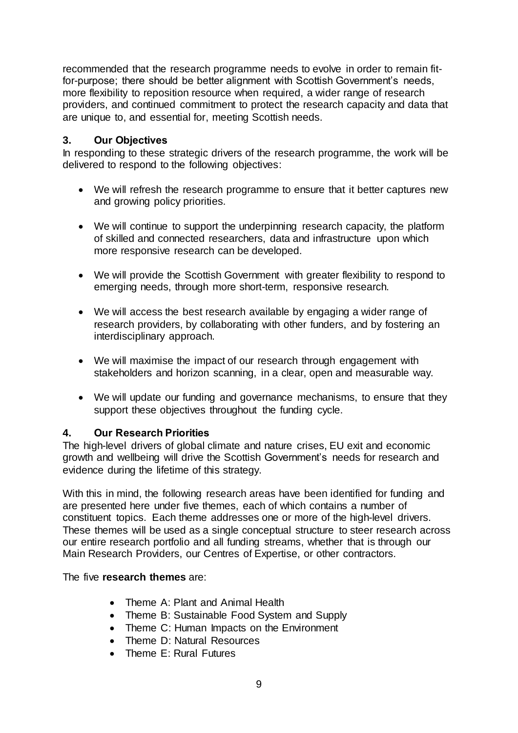recommended that the research programme needs to evolve in order to remain fit-for-purpose; there should be better alignment with Scottish Government's needs, more flexibility to reposition resource when required, a wider range of research providers, and continued commitment to protect the research capacity and data that are unique to, and essential for, meeting Scottish needs.

## 3. Our Objectives

In responding to these strategic drivers of the research programme, the work will be delivered to respond to the following objectives:

- We will refresh the research programme to ensure that it better captures new and growing policy priorities.
- We will continue to support the underpinning research capacity, the platform of skilled and connected researchers, data and infrastructure upon which more responsive research can be developed.
- We will provide the Scottish Government with greater flexibility to respond to emerging needs, through more short-term, responsive research.
- We will access the best research available by engaging a wider range of research providers, by collaborating with other funders, and by fostering an interdisciplinary approach.
- We will maximise the impact of our research through engagement with stakeholders and horizon scanning, in a clear, open and measurable way.
- We will update our funding and governance mechanisms, to ensure that they support these objectives throughout the funding cycle.

## 4. Our Research Priorities

The high-level drivers of global climate and nature crises, EU exit and economic growth and wellbeing will drive the Scottish Government's needs for research and evidence during the lifetime of this strategy.

With this in mind, the following research areas have been identified for funding and are presented here under five themes, each of which contains a number of constituent topics. Each theme addresses one or more of the high-level drivers. These themes will be used as a single conceptual structure to steer research across our entire research portfolio and all funding streams, whether that is through our Main Research Providers, our Centres of Expertise, or other contractors.

The five **research themes** are:

- Theme A: Plant and Animal Health
- Theme B: Sustainable Food System and Supply
- Theme C: Human Impacts on the Environment
- Theme D: Natural Resources
- Theme E: Rural Futures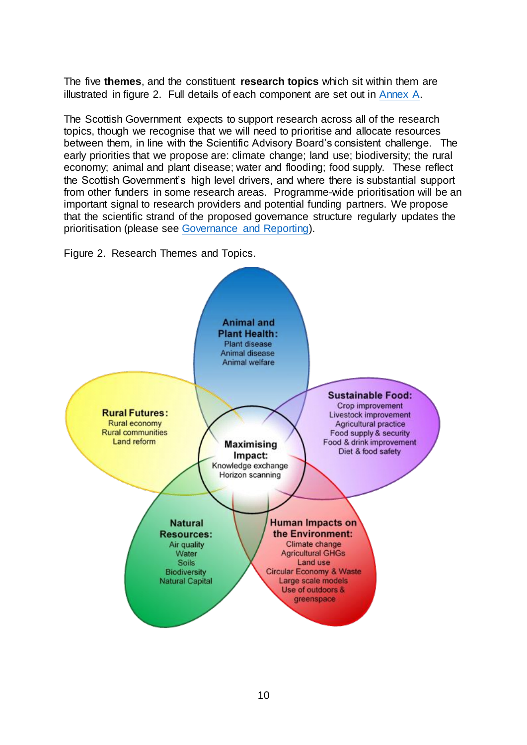The five **themes**, and the constituent **research topics** which sit within them are illustrated in figure 2. Full details of each component are set out in [Annex A](#).

The Scottish Government expects to support research across all of the research topics, though we recognise that we will need to prioritise and allocate resources between them, in line with the Scientific Advisory Board's consistent challenge. The early priorities that we propose are: climate change; land use; biodiversity; the rural economy; animal and plant disease; water and flooding; food supply. These reflect the Scottish Government's high level drivers, and where there is substantial support from other funders in some research areas. Programme-wide prioritisation will be an important signal to research providers and potential funding partners. We propose that the scientific strand of the proposed governance structure regularly updates the prioritisation (please see [Governance and Reporting](#)).

Figure 2. Research Themes and Topics.

**Animal and Plant Health:**
Plant disease
Animal disease
Animal welfare

**Sustainable Food:**
Crop improvement
Livestock improvement
Agricultural practice
Food supply & security
Food & drink improvement
Diet & food safety

**Rural Futures:**
Rural economy
Rural communities
Land reform

**Maximising Impact:**
Knowledge exchange
Horizon scanning

**Natural Resources:**
Air quality
Water
Soils
Biodiversity
Natural Capital

**Human Impacts on the Environment:**
Climate change
Agricultural GHGs
Land use
Circular Economy & Waste
Large scale models
Use of outdoors & greenspace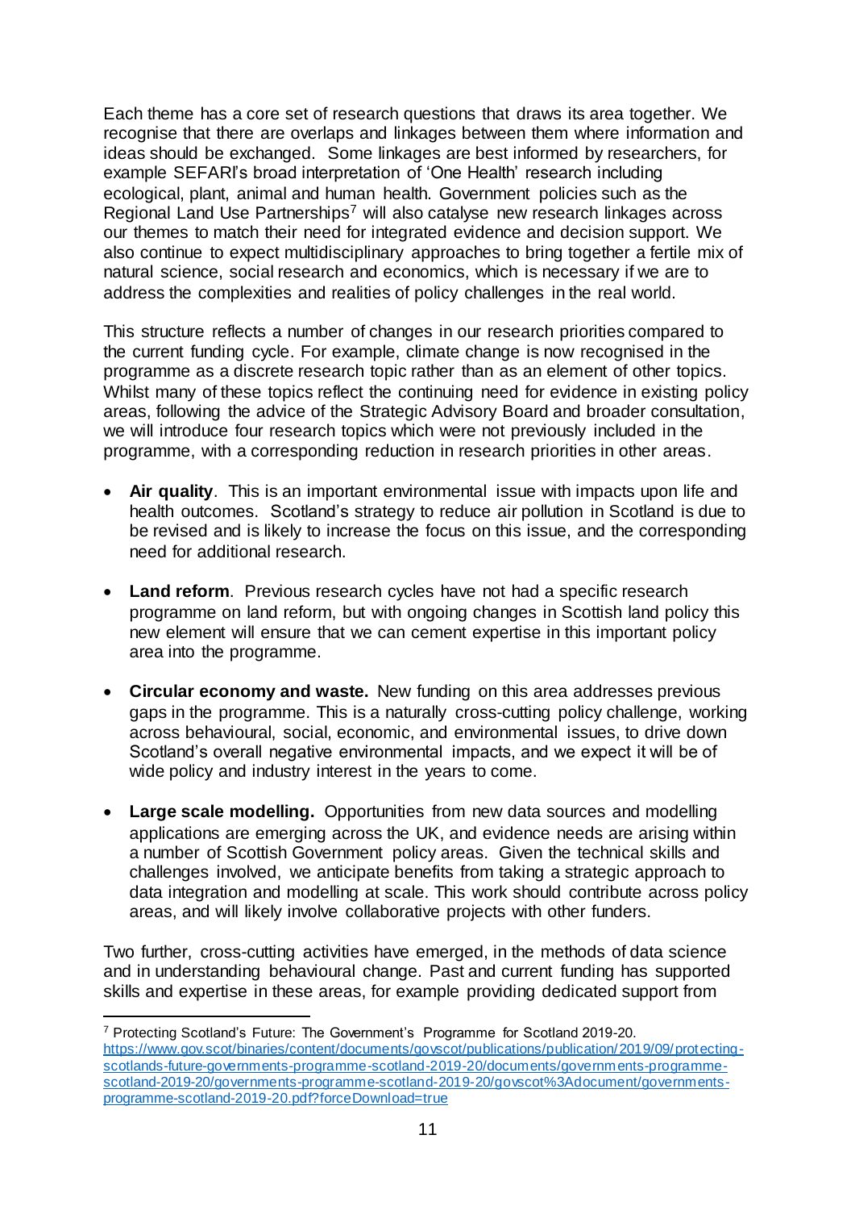Each theme has a core set of research questions that draws its area together. We recognise that there are overlaps and linkages between them where information and ideas should be exchanged. Some linkages are best informed by researchers, for example SEFARI's broad interpretation of 'One Health' research including ecological, plant, animal and human health. Government policies such as the Regional Land Use Partnerships[7] will also catalyse new research linkages across our themes to match their need for integrated evidence and decision support. We also continue to expect multidisciplinary approaches to bring together a fertile mix of natural science, social research and economics, which is necessary if we are to address the complexities and realities of policy challenges in the real world.

This structure reflects a number of changes in our research priorities compared to the current funding cycle. For example, climate change is now recognised in the programme as a discrete research topic rather than as an element of other topics. Whilst many of these topics reflect the continuing need for evidence in existing policy areas, following the advice of the Strategic Advisory Board and broader consultation, we will introduce four research topics which were not previously included in the programme, with a corresponding reduction in research priorities in other areas.

- **Air quality**. This is an important environmental issue with impacts upon life and health outcomes. Scotland's strategy to reduce air pollution in Scotland is due to be revised and is likely to increase the focus on this issue, and the corresponding need for additional research.

- **Land reform**. Previous research cycles have not had a specific research programme on land reform, but with ongoing changes in Scottish land policy this new element will ensure that we can cement expertise in this important policy area into the programme.

- **Circular economy and waste.** New funding on this area addresses previous gaps in the programme. This is a naturally cross-cutting policy challenge, working across behavioural, social, economic, and environmental issues, to drive down Scotland's overall negative environmental impacts, and we expect it will be of wide policy and industry interest in the years to come.

- **Large scale modelling.** Opportunities from new data sources and modelling applications are emerging across the UK, and evidence needs are arising within a number of Scottish Government policy areas. Given the technical skills and challenges involved, we anticipate benefits from taking a strategic approach to data integration and modelling at scale. This work should contribute across policy areas, and will likely involve collaborative projects with other funders.

Two further, cross-cutting activities have emerged, in the methods of data science and in understanding behavioural change. Past and current funding has supported skills and expertise in these areas, for example providing dedicated support from

---

[7] Protecting Scotland's Future: The Government's Programme for Scotland 2019-20. https://www.gov.scot/binaries/content/documents/govscot/publications/publication/2019/09/protecting-scotlands-future-governments-programme-scotland-2019-20/documents/governments-programme-scotland-2019-20/governments-programme-scotland-2019-20/govscot%3Adocument/governments-programme-scotland-2019-20.pdf?forceDownload=true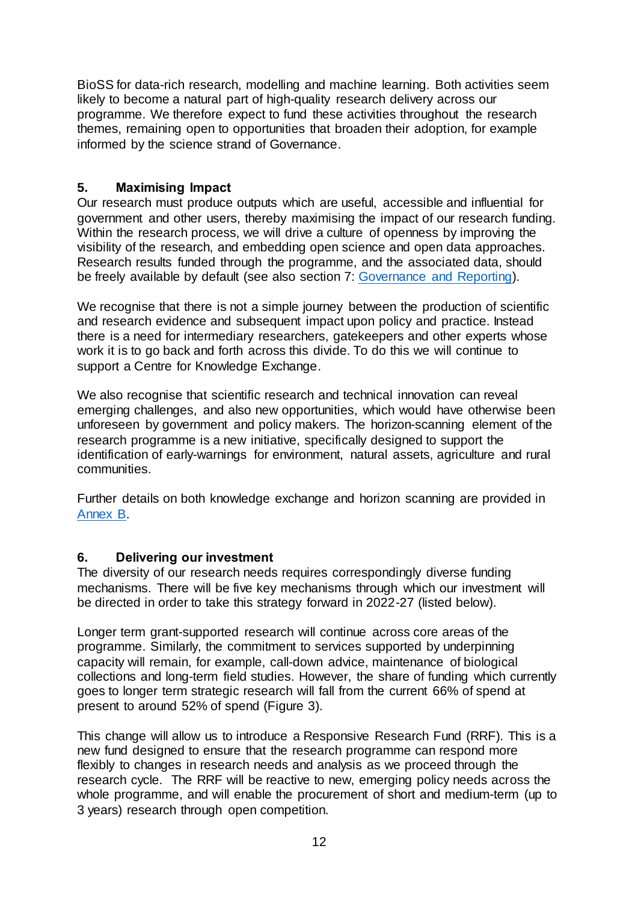BioSS for data-rich research, modelling and machine learning. Both activities seem likely to become a natural part of high-quality research delivery across our programme. We therefore expect to fund these activities throughout the research themes, remaining open to opportunities that broaden their adoption, for example informed by the science strand of Governance.

## 5. Maximising Impact

Our research must produce outputs which are useful, accessible and influential for government and other users, thereby maximising the impact of our research funding. Within the research process, we will drive a culture of openness by improving the visibility of the research, and embedding open science and open data approaches. Research results funded through the programme, and the associated data, should be freely available by default (see also section 7: Governance and Reporting).

We recognise that there is not a simple journey between the production of scientific and research evidence and subsequent impact upon policy and practice. Instead there is a need for intermediary researchers, gatekeepers and other experts whose work it is to go back and forth across this divide. To do this we will continue to support a Centre for Knowledge Exchange.

We also recognise that scientific research and technical innovation can reveal emerging challenges, and also new opportunities, which would have otherwise been unforeseen by government and policy makers. The horizon-scanning element of the research programme is a new initiative, specifically designed to support the identification of early-warnings for environment, natural assets, agriculture and rural communities.

Further details on both knowledge exchange and horizon scanning are provided in Annex B.

## 6. Delivering our investment

The diversity of our research needs requires correspondingly diverse funding mechanisms. There will be five key mechanisms through which our investment will be directed in order to take this strategy forward in 2022-27 (listed below).

Longer term grant-supported research will continue across core areas of the programme. Similarly, the commitment to services supported by underpinning capacity will remain, for example, call-down advice, maintenance of biological collections and long-term field studies. However, the share of funding which currently goes to longer term strategic research will fall from the current 66% of spend at present to around 52% of spend (Figure 3).

This change will allow us to introduce a Responsive Research Fund (RRF). This is a new fund designed to ensure that the research programme can respond more flexibly to changes in research needs and analysis as we proceed through the research cycle. The RRF will be reactive to new, emerging policy needs across the whole programme, and will enable the procurement of short and medium-term (up to 3 years) research through open competition.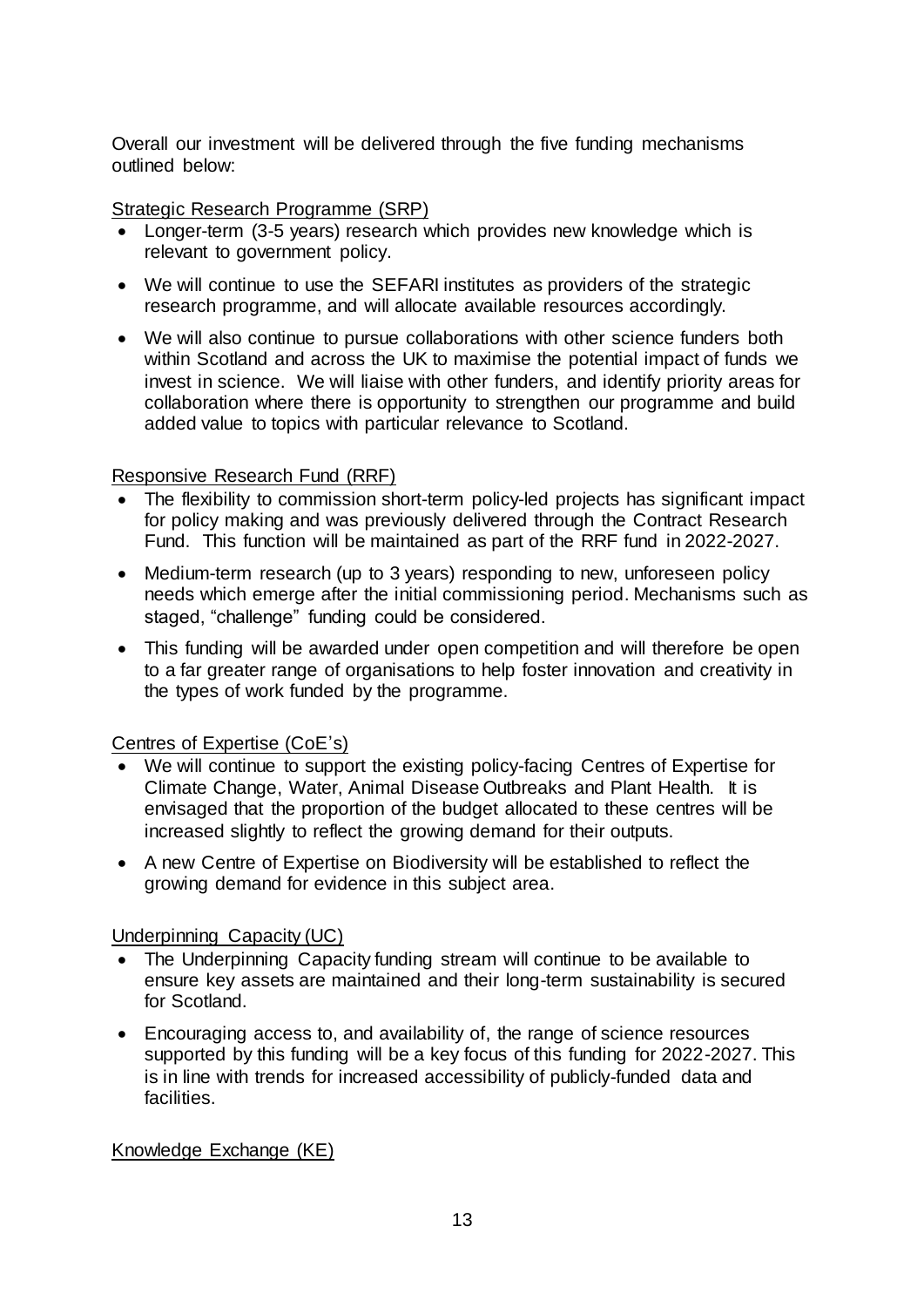Overall our investment will be delivered through the five funding mechanisms outlined below:

Strategic Research Programme (SRP)

- Longer-term (3-5 years) research which provides new knowledge which is relevant to government policy.
- We will continue to use the SEFARI institutes as providers of the strategic research programme, and will allocate available resources accordingly.
- We will also continue to pursue collaborations with other science funders both within Scotland and across the UK to maximise the potential impact of funds we invest in science. We will liaise with other funders, and identify priority areas for collaboration where there is opportunity to strengthen our programme and build added value to topics with particular relevance to Scotland.

Responsive Research Fund (RRF)

- The flexibility to commission short-term policy-led projects has significant impact for policy making and was previously delivered through the Contract Research Fund. This function will be maintained as part of the RRF fund in 2022-2027.
- Medium-term research (up to 3 years) responding to new, unforeseen policy needs which emerge after the initial commissioning period. Mechanisms such as staged, "challenge" funding could be considered.
- This funding will be awarded under open competition and will therefore be open to a far greater range of organisations to help foster innovation and creativity in the types of work funded by the programme.

Centres of Expertise (CoE's)

- We will continue to support the existing policy-facing Centres of Expertise for Climate Change, Water, Animal Disease Outbreaks and Plant Health. It is envisaged that the proportion of the budget allocated to these centres will be increased slightly to reflect the growing demand for their outputs.
- A new Centre of Expertise on Biodiversity will be established to reflect the growing demand for evidence in this subject area.

Underpinning Capacity (UC)

- The Underpinning Capacity funding stream will continue to be available to ensure key assets are maintained and their long-term sustainability is secured for Scotland.
- Encouraging access to, and availability of, the range of science resources supported by this funding will be a key focus of this funding for 2022-2027. This is in line with trends for increased accessibility of publicly-funded data and facilities.

Knowledge Exchange (KE)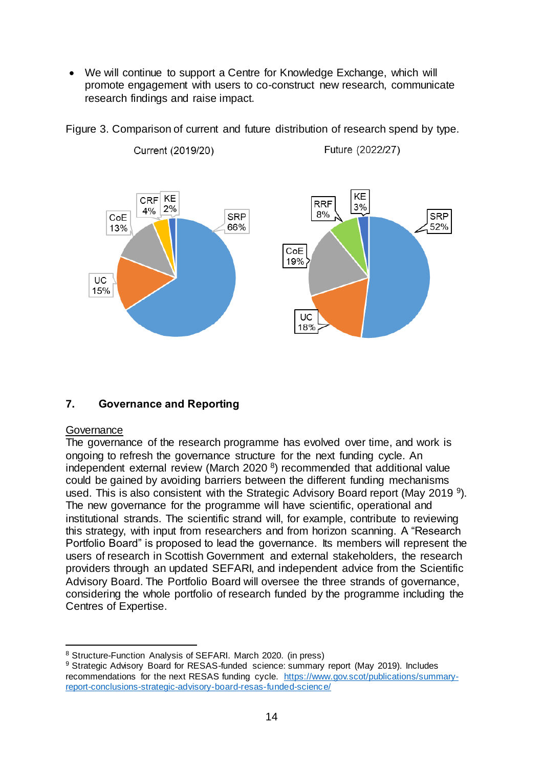- We will continue to support a Centre for Knowledge Exchange, which will promote engagement with users to co-construct new research, communicate research findings and raise impact.

Figure 3. Comparison of current and future distribution of research spend by type.

Current (2019/20)

SRP 66%, UC 15%, CoE 13%, CRF 4%, KE 2%

Future (2022/27)

SRP 52%, UC 18%, CoE 19%, RRF 8%, KE 3%

## 7. Governance and Reporting

Governance

The governance of the research programme has evolved over time, and work is ongoing to refresh the governance structure for the next funding cycle. An independent external review (March 2020 [8]) recommended that additional value could be gained by avoiding barriers between the different funding mechanisms used. This is also consistent with the Strategic Advisory Board report (May 2019 [9]). The new governance for the programme will have scientific, operational and institutional strands. The scientific strand will, for example, contribute to reviewing this strategy, with input from researchers and from horizon scanning. A "Research Portfolio Board" is proposed to lead the governance. Its members will represent the users of research in Scottish Government and external stakeholders, the research providers through an updated SEFARI, and independent advice from the Scientific Advisory Board. The Portfolio Board will oversee the three strands of governance, considering the whole portfolio of research funded by the programme including the Centres of Expertise.

---

[8] Structure-Function Analysis of SEFARI. March 2020. (in press)

[9] Strategic Advisory Board for RESAS-funded science: summary report (May 2019). Includes recommendations for the next RESAS funding cycle. https://www.gov.scot/publications/summary-report-conclusions-strategic-advisory-board-resas-funded-science/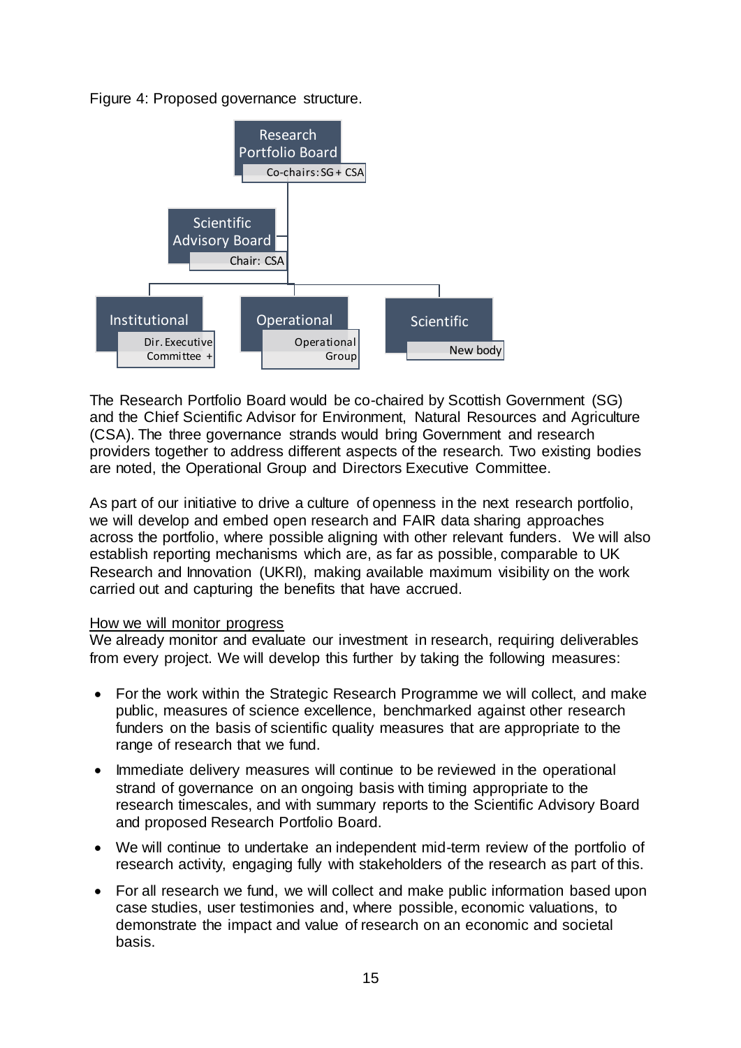Figure 4: Proposed governance structure.

Research Portfolio Board
Co-chairs: SG + CSA

Scientific Advisory Board
Chair: CSA

Institutional
Dir. Executive Committee +

Operational
Operational Group

Scientific
New body

The Research Portfolio Board would be co-chaired by Scottish Government (SG) and the Chief Scientific Advisor for Environment, Natural Resources and Agriculture (CSA). The three governance strands would bring Government and research providers together to address different aspects of the research. Two existing bodies are noted, the Operational Group and Directors Executive Committee.

As part of our initiative to drive a culture of openness in the next research portfolio, we will develop and embed open research and FAIR data sharing approaches across the portfolio, where possible aligning with other relevant funders. We will also establish reporting mechanisms which are, as far as possible, comparable to UK Research and Innovation (UKRI), making available maximum visibility on the work carried out and capturing the benefits that have accrued.

How we will monitor progress

We already monitor and evaluate our investment in research, requiring deliverables from every project. We will develop this further by taking the following measures:

- For the work within the Strategic Research Programme we will collect, and make public, measures of science excellence, benchmarked against other research funders on the basis of scientific quality measures that are appropriate to the range of research that we fund.
- Immediate delivery measures will continue to be reviewed in the operational strand of governance on an ongoing basis with timing appropriate to the research timescales, and with summary reports to the Scientific Advisory Board and proposed Research Portfolio Board.
- We will continue to undertake an independent mid-term review of the portfolio of research activity, engaging fully with stakeholders of the research as part of this.
- For all research we fund, we will collect and make public information based upon case studies, user testimonies and, where possible, economic valuations, to demonstrate the impact and value of research on an economic and societal basis.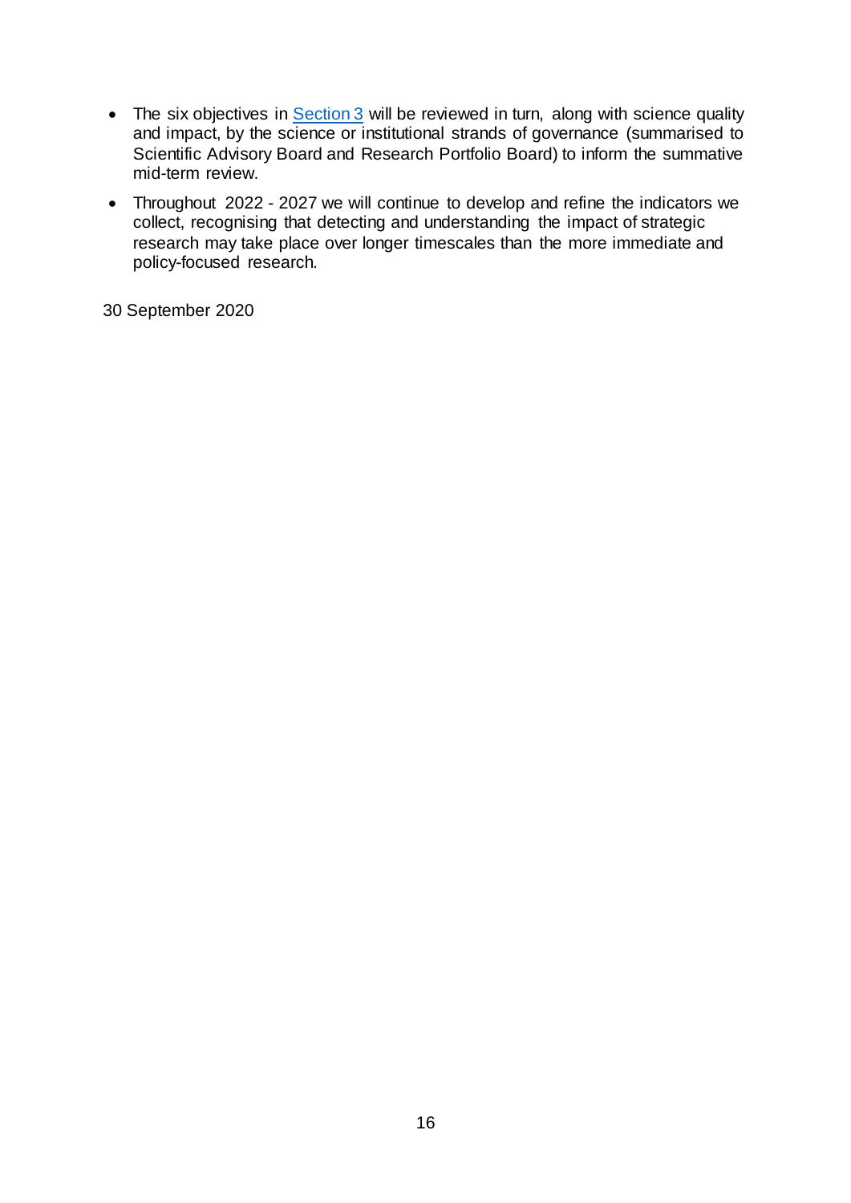- The six objectives in [Section 3](#) will be reviewed in turn, along with science quality and impact, by the science or institutional strands of governance (summarised to Scientific Advisory Board and Research Portfolio Board) to inform the summative mid-term review.
- Throughout 2022 - 2027 we will continue to develop and refine the indicators we collect, recognising that detecting and understanding the impact of strategic research may take place over longer timescales than the more immediate and policy-focused research.

30 September 2020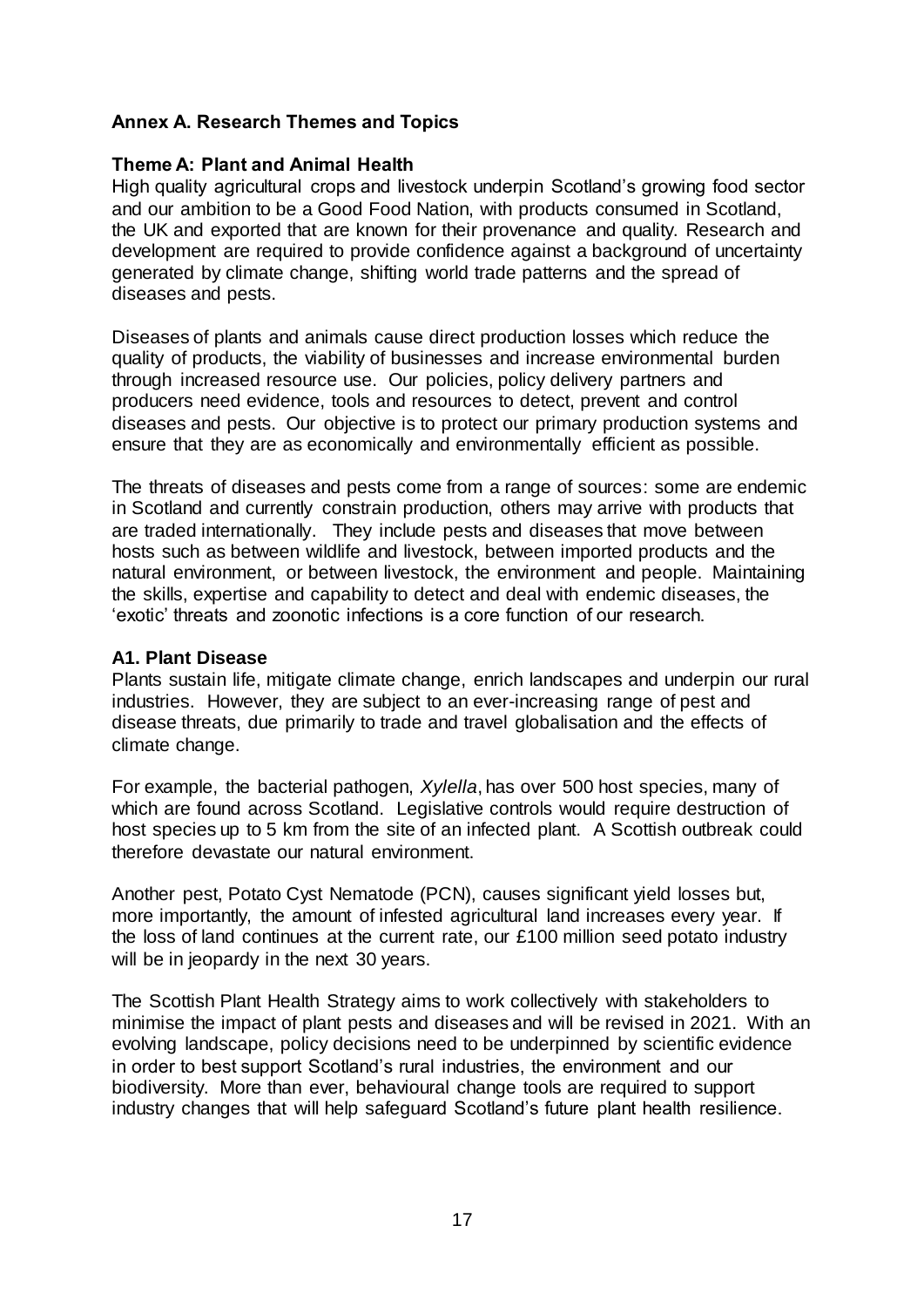## Annex A. Research Themes and Topics

### Theme A: Plant and Animal Health

High quality agricultural crops and livestock underpin Scotland's growing food sector and our ambition to be a Good Food Nation, with products consumed in Scotland, the UK and exported that are known for their provenance and quality. Research and development are required to provide confidence against a background of uncertainty generated by climate change, shifting world trade patterns and the spread of diseases and pests.

Diseases of plants and animals cause direct production losses which reduce the quality of products, the viability of businesses and increase environmental burden through increased resource use. Our policies, policy delivery partners and producers need evidence, tools and resources to detect, prevent and control diseases and pests. Our objective is to protect our primary production systems and ensure that they are as economically and environmentally efficient as possible.

The threats of diseases and pests come from a range of sources: some are endemic in Scotland and currently constrain production, others may arrive with products that are traded internationally. They include pests and diseases that move between hosts such as between wildlife and livestock, between imported products and the natural environment, or between livestock, the environment and people. Maintaining the skills, expertise and capability to detect and deal with endemic diseases, the 'exotic' threats and zoonotic infections is a core function of our research.

#### A1. Plant Disease

Plants sustain life, mitigate climate change, enrich landscapes and underpin our rural industries. However, they are subject to an ever-increasing range of pest and disease threats, due primarily to trade and travel globalisation and the effects of climate change.

For example, the bacterial pathogen, *Xylella*, has over 500 host species, many of which are found across Scotland. Legislative controls would require destruction of host species up to 5 km from the site of an infected plant. A Scottish outbreak could therefore devastate our natural environment.

Another pest, Potato Cyst Nematode (PCN), causes significant yield losses but, more importantly, the amount of infested agricultural land increases every year. If the loss of land continues at the current rate, our £100 million seed potato industry will be in jeopardy in the next 30 years.

The Scottish Plant Health Strategy aims to work collectively with stakeholders to minimise the impact of plant pests and diseases and will be revised in 2021. With an evolving landscape, policy decisions need to be underpinned by scientific evidence in order to best support Scotland's rural industries, the environment and our biodiversity. More than ever, behavioural change tools are required to support industry changes that will help safeguard Scotland's future plant health resilience.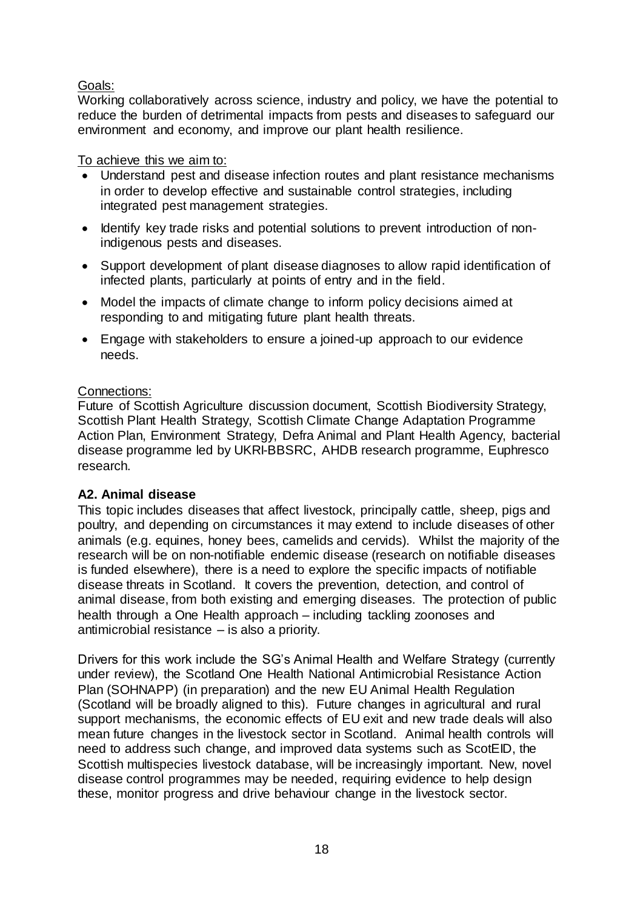Goals:
Working collaboratively across science, industry and policy, we have the potential to reduce the burden of detrimental impacts from pests and diseases to safeguard our environment and economy, and improve our plant health resilience.

To achieve this we aim to:

- Understand pest and disease infection routes and plant resistance mechanisms in order to develop effective and sustainable control strategies, including integrated pest management strategies.
- Identify key trade risks and potential solutions to prevent introduction of non-indigenous pests and diseases.
- Support development of plant disease diagnoses to allow rapid identification of infected plants, particularly at points of entry and in the field.
- Model the impacts of climate change to inform policy decisions aimed at responding to and mitigating future plant health threats.
- Engage with stakeholders to ensure a joined-up approach to our evidence needs.

Connections:
Future of Scottish Agriculture discussion document, Scottish Biodiversity Strategy, Scottish Plant Health Strategy, Scottish Climate Change Adaptation Programme Action Plan, Environment Strategy, Defra Animal and Plant Health Agency, bacterial disease programme led by UKRI-BBSRC, AHDB research programme, Euphresco research.

### A2. Animal disease

This topic includes diseases that affect livestock, principally cattle, sheep, pigs and poultry, and depending on circumstances it may extend to include diseases of other animals (e.g. equines, honey bees, camelids and cervids). Whilst the majority of the research will be on non-notifiable endemic disease (research on notifiable diseases is funded elsewhere), there is a need to explore the specific impacts of notifiable disease threats in Scotland. It covers the prevention, detection, and control of animal disease, from both existing and emerging diseases. The protection of public health through a One Health approach – including tackling zoonoses and antimicrobial resistance – is also a priority.

Drivers for this work include the SG's Animal Health and Welfare Strategy (currently under review), the Scotland One Health National Antimicrobial Resistance Action Plan (SOHNAPP) (in preparation) and the new EU Animal Health Regulation (Scotland will be broadly aligned to this). Future changes in agricultural and rural support mechanisms, the economic effects of EU exit and new trade deals will also mean future changes in the livestock sector in Scotland. Animal health controls will need to address such change, and improved data systems such as ScotEID, the Scottish multispecies livestock database, will be increasingly important. New, novel disease control programmes may be needed, requiring evidence to help design these, monitor progress and drive behaviour change in the livestock sector.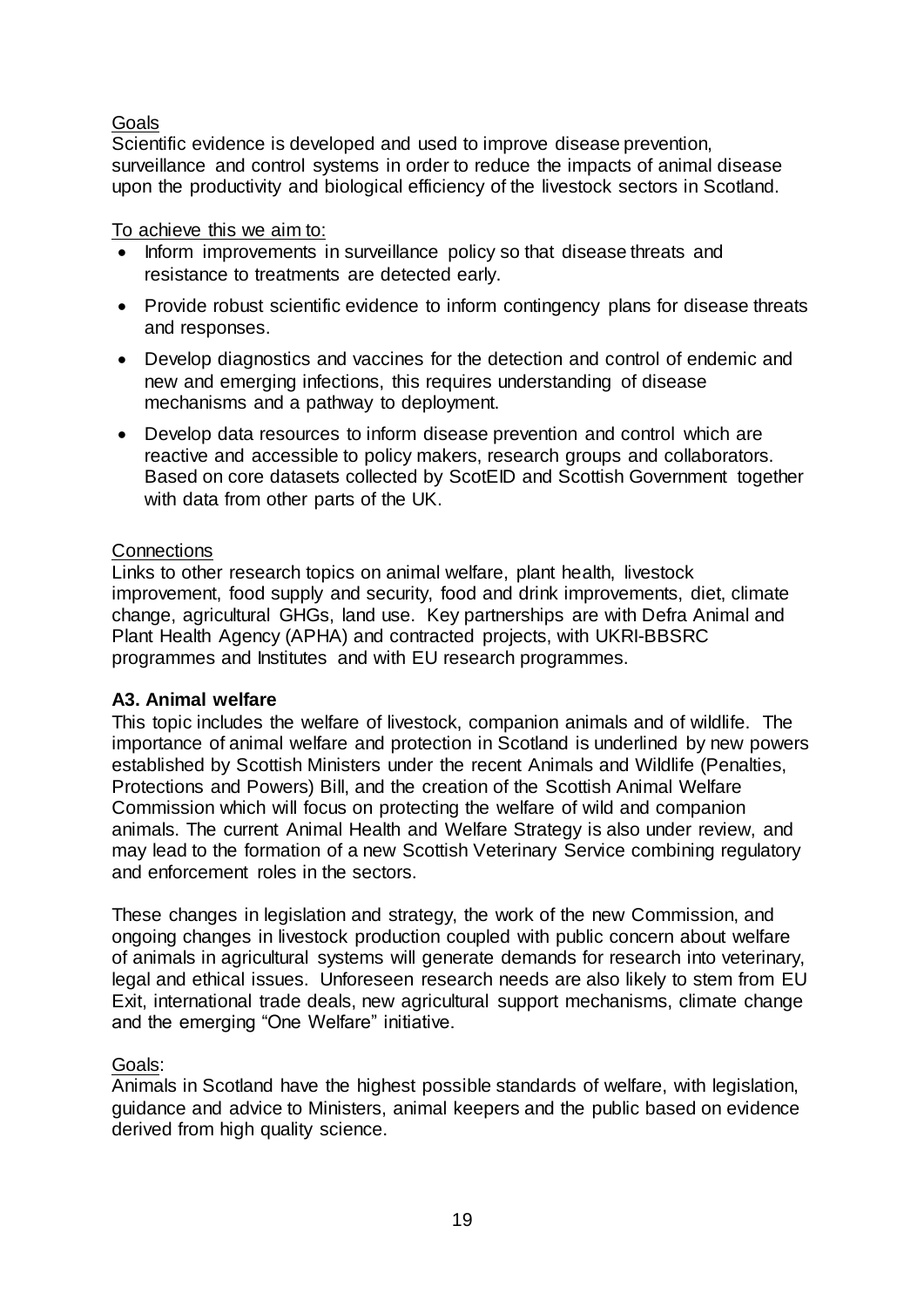Goals

Scientific evidence is developed and used to improve disease prevention, surveillance and control systems in order to reduce the impacts of animal disease upon the productivity and biological efficiency of the livestock sectors in Scotland.

To achieve this we aim to:

- Inform improvements in surveillance policy so that disease threats and resistance to treatments are detected early.
- Provide robust scientific evidence to inform contingency plans for disease threats and responses.
- Develop diagnostics and vaccines for the detection and control of endemic and new and emerging infections, this requires understanding of disease mechanisms and a pathway to deployment.
- Develop data resources to inform disease prevention and control which are reactive and accessible to policy makers, research groups and collaborators. Based on core datasets collected by ScotEID and Scottish Government together with data from other parts of the UK.

Connections

Links to other research topics on animal welfare, plant health, livestock improvement, food supply and security, food and drink improvements, diet, climate change, agricultural GHGs, land use. Key partnerships are with Defra Animal and Plant Health Agency (APHA) and contracted projects, with UKRI-BBSRC programmes and Institutes and with EU research programmes.

### A3. Animal welfare

This topic includes the welfare of livestock, companion animals and of wildlife. The importance of animal welfare and protection in Scotland is underlined by new powers established by Scottish Ministers under the recent Animals and Wildlife (Penalties, Protections and Powers) Bill, and the creation of the Scottish Animal Welfare Commission which will focus on protecting the welfare of wild and companion animals. The current Animal Health and Welfare Strategy is also under review, and may lead to the formation of a new Scottish Veterinary Service combining regulatory and enforcement roles in the sectors.

These changes in legislation and strategy, the work of the new Commission, and ongoing changes in livestock production coupled with public concern about welfare of animals in agricultural systems will generate demands for research into veterinary, legal and ethical issues. Unforeseen research needs are also likely to stem from EU Exit, international trade deals, new agricultural support mechanisms, climate change and the emerging "One Welfare" initiative.

Goals:

Animals in Scotland have the highest possible standards of welfare, with legislation, guidance and advice to Ministers, animal keepers and the public based on evidence derived from high quality science.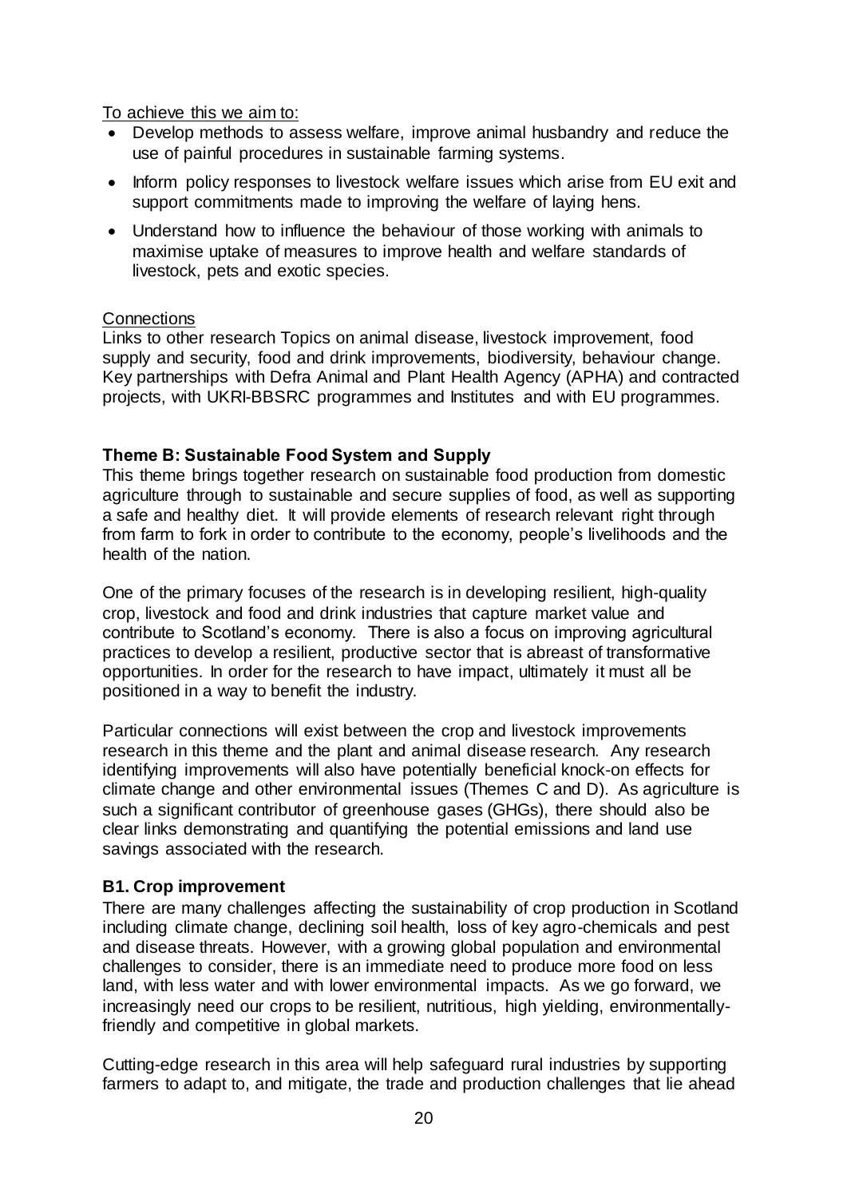To achieve this we aim to:

- Develop methods to assess welfare, improve animal husbandry and reduce the use of painful procedures in sustainable farming systems.
- Inform policy responses to livestock welfare issues which arise from EU exit and support commitments made to improving the welfare of laying hens.
- Understand how to influence the behaviour of those working with animals to maximise uptake of measures to improve health and welfare standards of livestock, pets and exotic species.

Connections

Links to other research Topics on animal disease, livestock improvement, food supply and security, food and drink improvements, biodiversity, behaviour change. Key partnerships with Defra Animal and Plant Health Agency (APHA) and contracted projects, with UKRI-BBSRC programmes and Institutes and with EU programmes.

### Theme B: Sustainable Food System and Supply

This theme brings together research on sustainable food production from domestic agriculture through to sustainable and secure supplies of food, as well as supporting a safe and healthy diet. It will provide elements of research relevant right through from farm to fork in order to contribute to the economy, people's livelihoods and the health of the nation.

One of the primary focuses of the research is in developing resilient, high-quality crop, livestock and food and drink industries that capture market value and contribute to Scotland's economy. There is also a focus on improving agricultural practices to develop a resilient, productive sector that is abreast of transformative opportunities. In order for the research to have impact, ultimately it must all be positioned in a way to benefit the industry.

Particular connections will exist between the crop and livestock improvements research in this theme and the plant and animal disease research. Any research identifying improvements will also have potentially beneficial knock-on effects for climate change and other environmental issues (Themes C and D). As agriculture is such a significant contributor of greenhouse gases (GHGs), there should also be clear links demonstrating and quantifying the potential emissions and land use savings associated with the research.

#### B1. Crop improvement

There are many challenges affecting the sustainability of crop production in Scotland including climate change, declining soil health, loss of key agro-chemicals and pest and disease threats. However, with a growing global population and environmental challenges to consider, there is an immediate need to produce more food on less land, with less water and with lower environmental impacts. As we go forward, we increasingly need our crops to be resilient, nutritious, high yielding, environmentally-friendly and competitive in global markets.

Cutting-edge research in this area will help safeguard rural industries by supporting farmers to adapt to, and mitigate, the trade and production challenges that lie ahead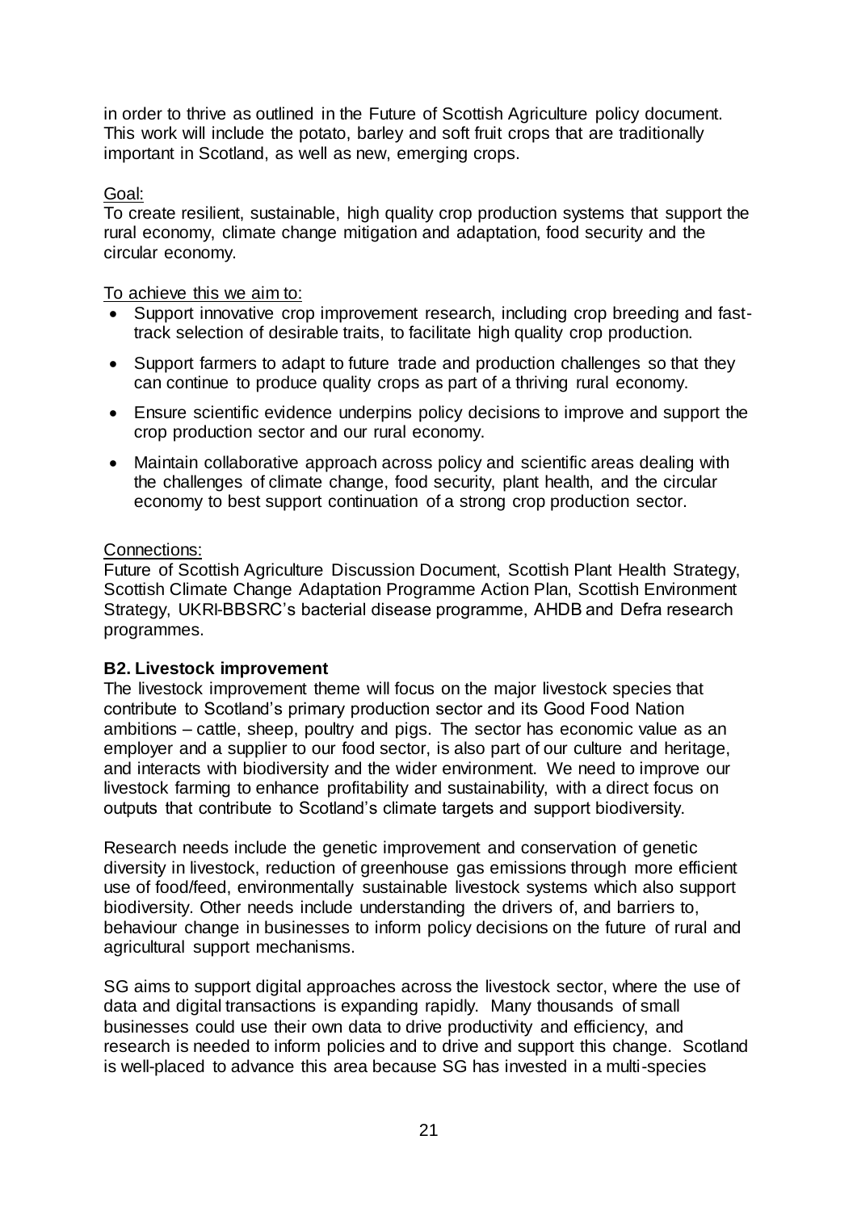in order to thrive as outlined in the Future of Scottish Agriculture policy document. This work will include the potato, barley and soft fruit crops that are traditionally important in Scotland, as well as new, emerging crops.

Goal:

To create resilient, sustainable, high quality crop production systems that support the rural economy, climate change mitigation and adaptation, food security and the circular economy.

To achieve this we aim to:

- Support innovative crop improvement research, including crop breeding and fast-track selection of desirable traits, to facilitate high quality crop production.
- Support farmers to adapt to future trade and production challenges so that they can continue to produce quality crops as part of a thriving rural economy.
- Ensure scientific evidence underpins policy decisions to improve and support the crop production sector and our rural economy.
- Maintain collaborative approach across policy and scientific areas dealing with the challenges of climate change, food security, plant health, and the circular economy to best support continuation of a strong crop production sector.

Connections:

Future of Scottish Agriculture Discussion Document, Scottish Plant Health Strategy, Scottish Climate Change Adaptation Programme Action Plan, Scottish Environment Strategy, UKRI-BBSRC's bacterial disease programme, AHDB and Defra research programmes.

**B2. Livestock improvement**

The livestock improvement theme will focus on the major livestock species that contribute to Scotland's primary production sector and its Good Food Nation ambitions – cattle, sheep, poultry and pigs. The sector has economic value as an employer and a supplier to our food sector, is also part of our culture and heritage, and interacts with biodiversity and the wider environment. We need to improve our livestock farming to enhance profitability and sustainability, with a direct focus on outputs that contribute to Scotland's climate targets and support biodiversity.

Research needs include the genetic improvement and conservation of genetic diversity in livestock, reduction of greenhouse gas emissions through more efficient use of food/feed, environmentally sustainable livestock systems which also support biodiversity. Other needs include understanding the drivers of, and barriers to, behaviour change in businesses to inform policy decisions on the future of rural and agricultural support mechanisms.

SG aims to support digital approaches across the livestock sector, where the use of data and digital transactions is expanding rapidly. Many thousands of small businesses could use their own data to drive productivity and efficiency, and research is needed to inform policies and to drive and support this change. Scotland is well-placed to advance this area because SG has invested in a multi-species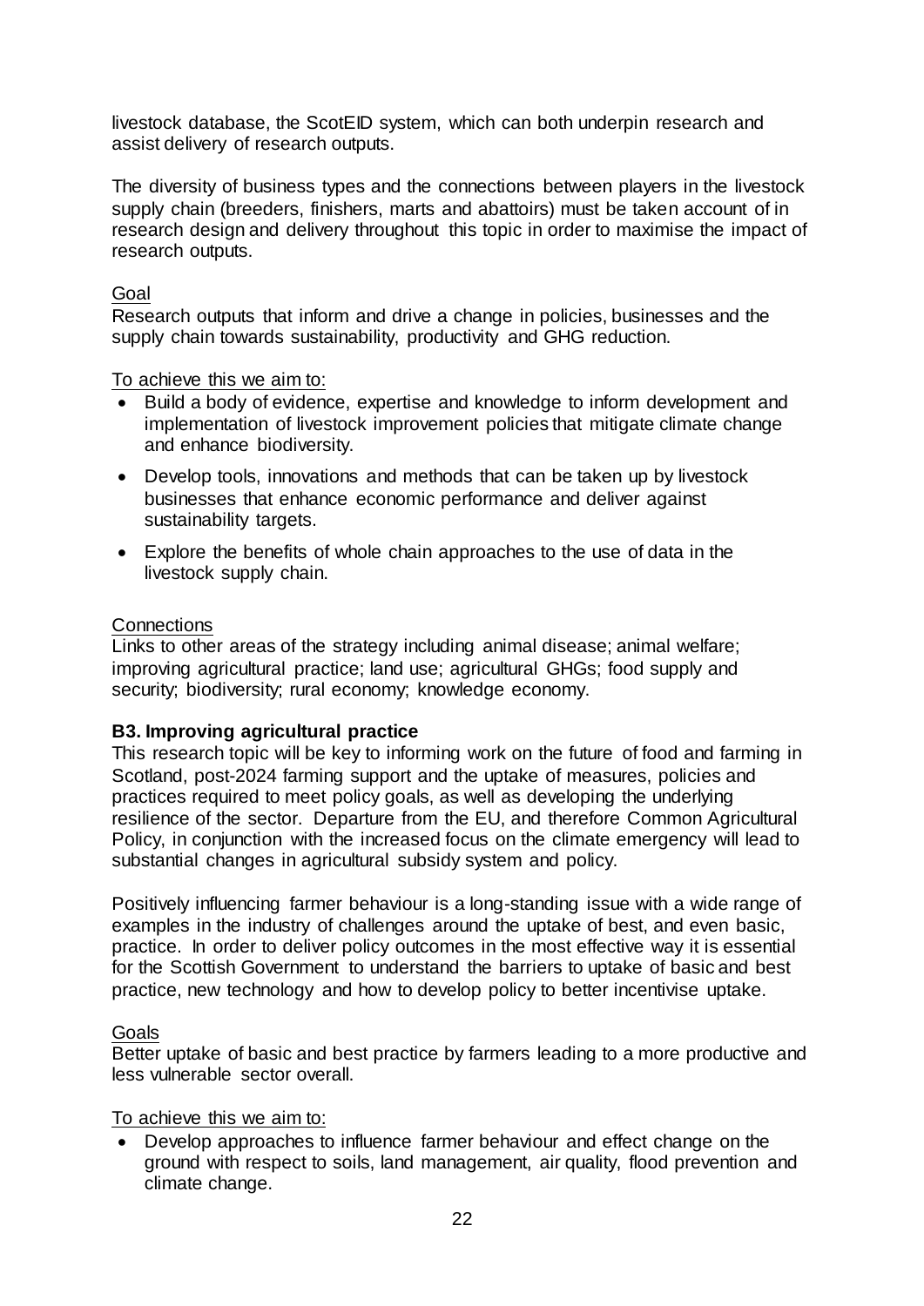livestock database, the ScotEID system, which can both underpin research and assist delivery of research outputs.

The diversity of business types and the connections between players in the livestock supply chain (breeders, finishers, marts and abattoirs) must be taken account of in research design and delivery throughout this topic in order to maximise the impact of research outputs.

Goal

Research outputs that inform and drive a change in policies, businesses and the supply chain towards sustainability, productivity and GHG reduction.

To achieve this we aim to:

- Build a body of evidence, expertise and knowledge to inform development and implementation of livestock improvement policies that mitigate climate change and enhance biodiversity.
- Develop tools, innovations and methods that can be taken up by livestock businesses that enhance economic performance and deliver against sustainability targets.
- Explore the benefits of whole chain approaches to the use of data in the livestock supply chain.

Connections

Links to other areas of the strategy including animal disease; animal welfare; improving agricultural practice; land use; agricultural GHGs; food supply and security; biodiversity; rural economy; knowledge economy.

**B3. Improving agricultural practice**

This research topic will be key to informing work on the future of food and farming in Scotland, post-2024 farming support and the uptake of measures, policies and practices required to meet policy goals, as well as developing the underlying resilience of the sector. Departure from the EU, and therefore Common Agricultural Policy, in conjunction with the increased focus on the climate emergency will lead to substantial changes in agricultural subsidy system and policy.

Positively influencing farmer behaviour is a long-standing issue with a wide range of examples in the industry of challenges around the uptake of best, and even basic, practice. In order to deliver policy outcomes in the most effective way it is essential for the Scottish Government to understand the barriers to uptake of basic and best practice, new technology and how to develop policy to better incentivise uptake.

Goals

Better uptake of basic and best practice by farmers leading to a more productive and less vulnerable sector overall.

To achieve this we aim to:

- Develop approaches to influence farmer behaviour and effect change on the ground with respect to soils, land management, air quality, flood prevention and climate change.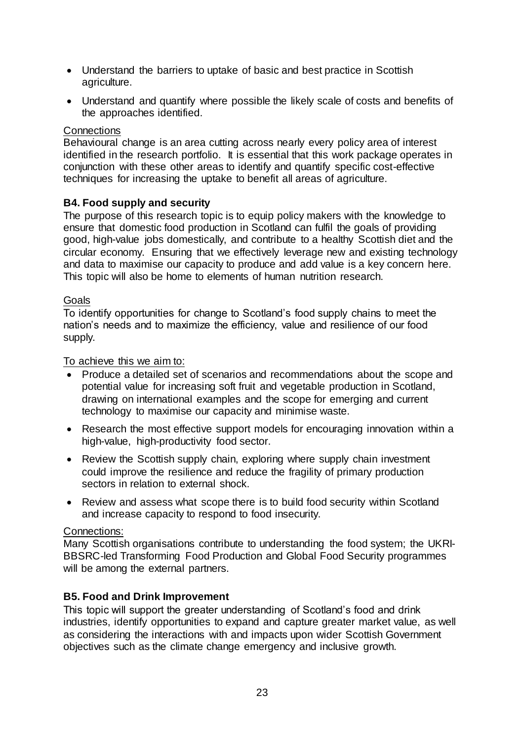- Understand the barriers to uptake of basic and best practice in Scottish agriculture.
- Understand and quantify where possible the likely scale of costs and benefits of the approaches identified.

Connections

Behavioural change is an area cutting across nearly every policy area of interest identified in the research portfolio. It is essential that this work package operates in conjunction with these other areas to identify and quantify specific cost-effective techniques for increasing the uptake to benefit all areas of agriculture.

**B4. Food supply and security**

The purpose of this research topic is to equip policy makers with the knowledge to ensure that domestic food production in Scotland can fulfil the goals of providing good, high-value jobs domestically, and contribute to a healthy Scottish diet and the circular economy. Ensuring that we effectively leverage new and existing technology and data to maximise our capacity to produce and add value is a key concern here. This topic will also be home to elements of human nutrition research.

Goals

To identify opportunities for change to Scotland's food supply chains to meet the nation's needs and to maximize the efficiency, value and resilience of our food supply.

To achieve this we aim to:

- Produce a detailed set of scenarios and recommendations about the scope and potential value for increasing soft fruit and vegetable production in Scotland, drawing on international examples and the scope for emerging and current technology to maximise our capacity and minimise waste.
- Research the most effective support models for encouraging innovation within a high-value, high-productivity food sector.
- Review the Scottish supply chain, exploring where supply chain investment could improve the resilience and reduce the fragility of primary production sectors in relation to external shock.
- Review and assess what scope there is to build food security within Scotland and increase capacity to respond to food insecurity.

Connections:

Many Scottish organisations contribute to understanding the food system; the UKRI-BBSRC-led Transforming Food Production and Global Food Security programmes will be among the external partners.

**B5. Food and Drink Improvement**

This topic will support the greater understanding of Scotland's food and drink industries, identify opportunities to expand and capture greater market value, as well as considering the interactions with and impacts upon wider Scottish Government objectives such as the climate change emergency and inclusive growth.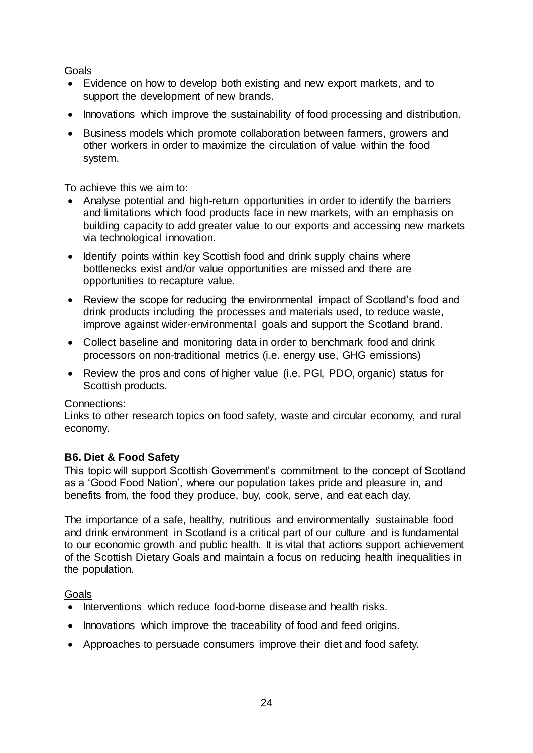Goals

- Evidence on how to develop both existing and new export markets, and to support the development of new brands.
- Innovations which improve the sustainability of food processing and distribution.
- Business models which promote collaboration between farmers, growers and other workers in order to maximize the circulation of value within the food system.

To achieve this we aim to:

- Analyse potential and high-return opportunities in order to identify the barriers and limitations which food products face in new markets, with an emphasis on building capacity to add greater value to our exports and accessing new markets via technological innovation.
- Identify points within key Scottish food and drink supply chains where bottlenecks exist and/or value opportunities are missed and there are opportunities to recapture value.
- Review the scope for reducing the environmental impact of Scotland's food and drink products including the processes and materials used, to reduce waste, improve against wider-environmental goals and support the Scotland brand.
- Collect baseline and monitoring data in order to benchmark food and drink processors on non-traditional metrics (i.e. energy use, GHG emissions)
- Review the pros and cons of higher value (i.e. PGI, PDO, organic) status for Scottish products.

Connections:

Links to other research topics on food safety, waste and circular economy, and rural economy.

**B6. Diet & Food Safety**

This topic will support Scottish Government's commitment to the concept of Scotland as a 'Good Food Nation', where our population takes pride and pleasure in, and benefits from, the food they produce, buy, cook, serve, and eat each day.

The importance of a safe, healthy, nutritious and environmentally sustainable food and drink environment in Scotland is a critical part of our culture and is fundamental to our economic growth and public health. It is vital that actions support achievement of the Scottish Dietary Goals and maintain a focus on reducing health inequalities in the population.

Goals

- Interventions which reduce food-borne disease and health risks.
- Innovations which improve the traceability of food and feed origins.
- Approaches to persuade consumers improve their diet and food safety.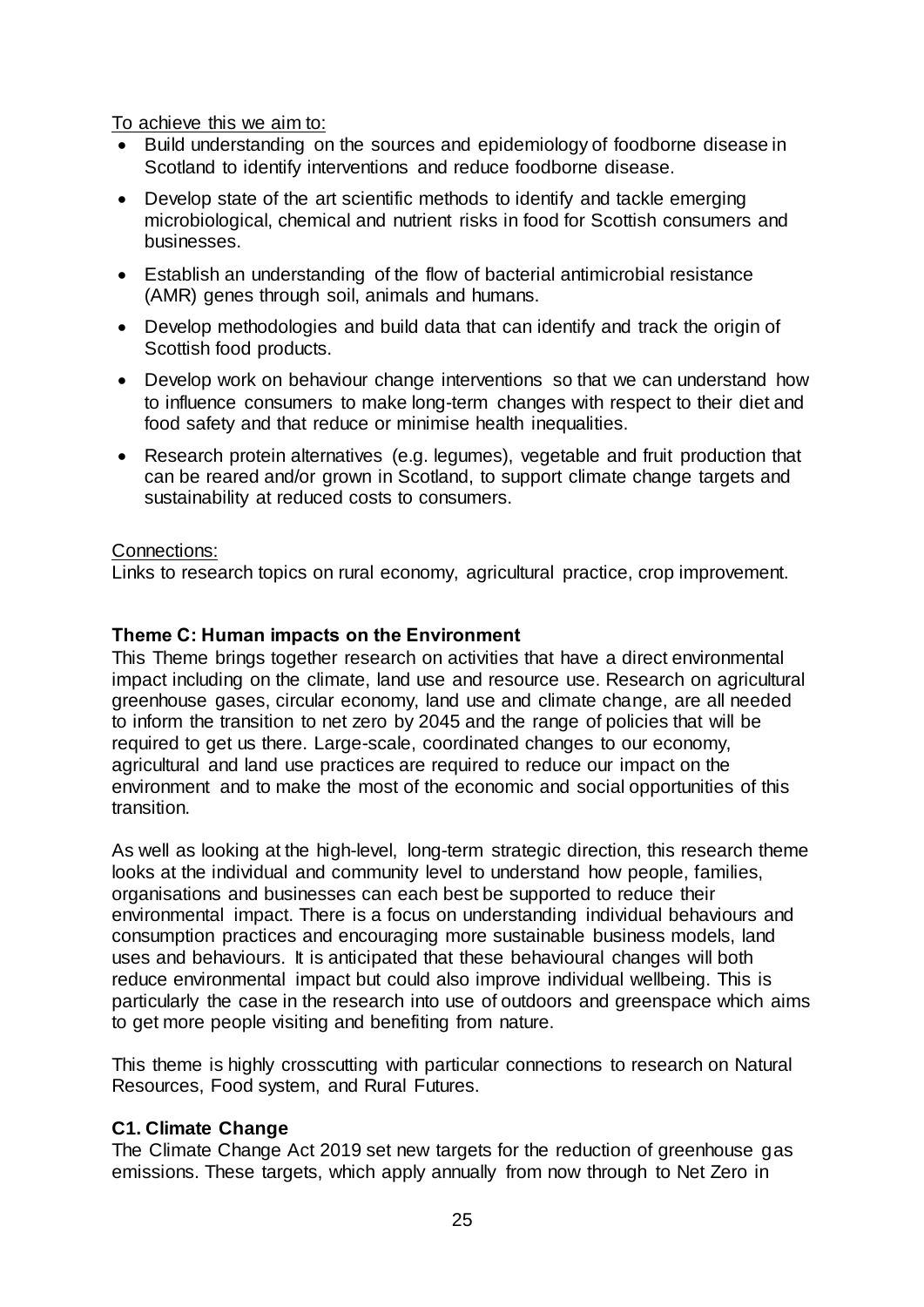To achieve this we aim to:

- Build understanding on the sources and epidemiology of foodborne disease in Scotland to identify interventions and reduce foodborne disease.
- Develop state of the art scientific methods to identify and tackle emerging microbiological, chemical and nutrient risks in food for Scottish consumers and businesses.
- Establish an understanding of the flow of bacterial antimicrobial resistance (AMR) genes through soil, animals and humans.
- Develop methodologies and build data that can identify and track the origin of Scottish food products.
- Develop work on behaviour change interventions so that we can understand how to influence consumers to make long-term changes with respect to their diet and food safety and that reduce or minimise health inequalities.
- Research protein alternatives (e.g. legumes), vegetable and fruit production that can be reared and/or grown in Scotland, to support climate change targets and sustainability at reduced costs to consumers.

Connections:
Links to research topics on rural economy, agricultural practice, crop improvement.

**Theme C: Human impacts on the Environment**

This Theme brings together research on activities that have a direct environmental impact including on the climate, land use and resource use. Research on agricultural greenhouse gases, circular economy, land use and climate change, are all needed to inform the transition to net zero by 2045 and the range of policies that will be required to get us there. Large-scale, coordinated changes to our economy, agricultural and land use practices are required to reduce our impact on the environment and to make the most of the economic and social opportunities of this transition.

As well as looking at the high-level, long-term strategic direction, this research theme looks at the individual and community level to understand how people, families, organisations and businesses can each best be supported to reduce their environmental impact. There is a focus on understanding individual behaviours and consumption practices and encouraging more sustainable business models, land uses and behaviours. It is anticipated that these behavioural changes will both reduce environmental impact but could also improve individual wellbeing. This is particularly the case in the research into use of outdoors and greenspace which aims to get more people visiting and benefiting from nature.

This theme is highly crosscutting with particular connections to research on Natural Resources, Food system, and Rural Futures.

**C1. Climate Change**

The Climate Change Act 2019 set new targets for the reduction of greenhouse gas emissions. These targets, which apply annually from now through to Net Zero in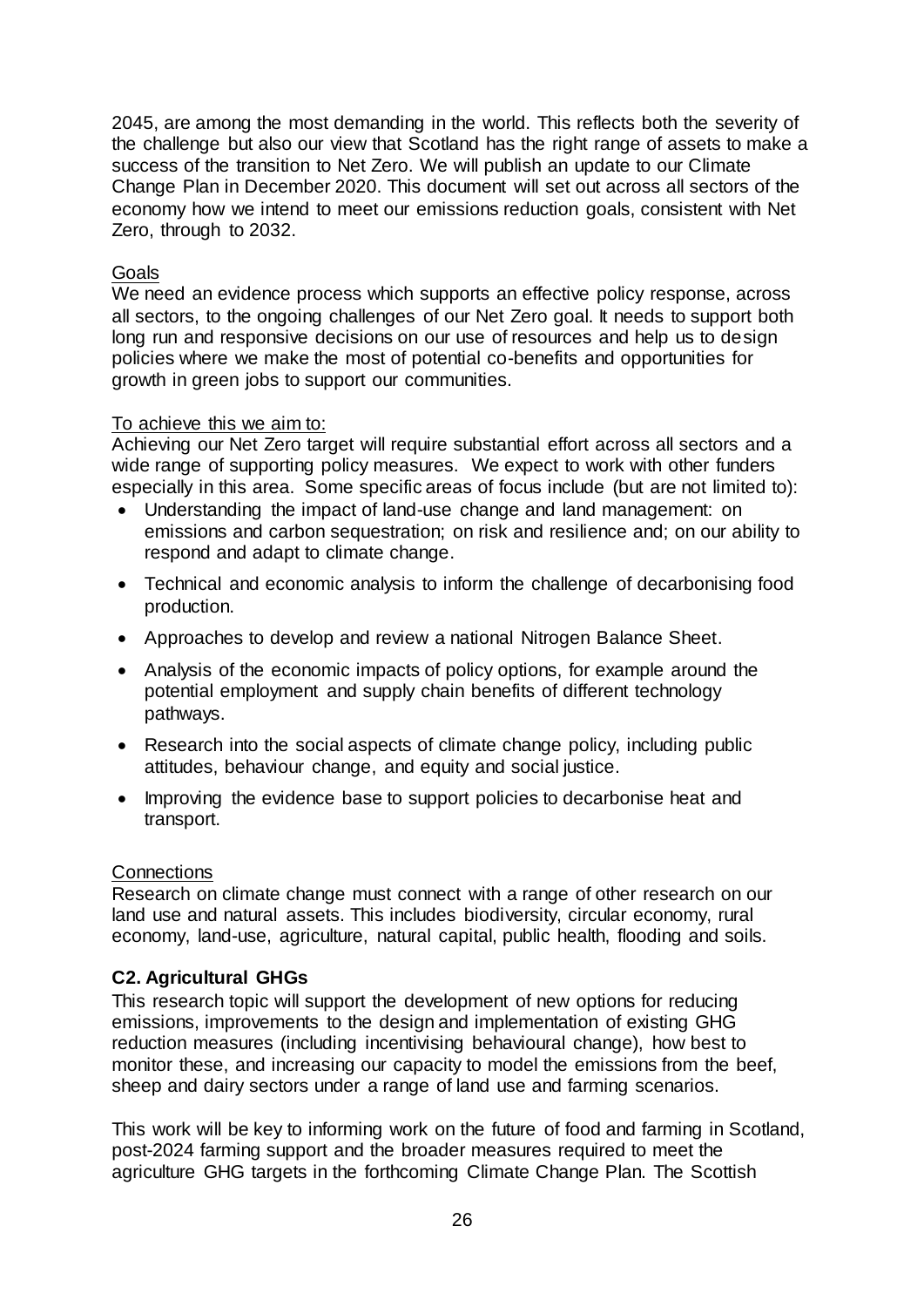2045, are among the most demanding in the world. This reflects both the severity of the challenge but also our view that Scotland has the right range of assets to make a success of the transition to Net Zero. We will publish an update to our Climate Change Plan in December 2020. This document will set out across all sectors of the economy how we intend to meet our emissions reduction goals, consistent with Net Zero, through to 2032.

Goals

We need an evidence process which supports an effective policy response, across all sectors, to the ongoing challenges of our Net Zero goal. It needs to support both long run and responsive decisions on our use of resources and help us to design policies where we make the most of potential co-benefits and opportunities for growth in green jobs to support our communities.

To achieve this we aim to:

Achieving our Net Zero target will require substantial effort across all sectors and a wide range of supporting policy measures. We expect to work with other funders especially in this area. Some specific areas of focus include (but are not limited to):

- Understanding the impact of land-use change and land management: on emissions and carbon sequestration; on risk and resilience and; on our ability to respond and adapt to climate change.
- Technical and economic analysis to inform the challenge of decarbonising food production.
- Approaches to develop and review a national Nitrogen Balance Sheet.
- Analysis of the economic impacts of policy options, for example around the potential employment and supply chain benefits of different technology pathways.
- Research into the social aspects of climate change policy, including public attitudes, behaviour change, and equity and social justice.
- Improving the evidence base to support policies to decarbonise heat and transport.

Connections

Research on climate change must connect with a range of other research on our land use and natural assets. This includes biodiversity, circular economy, rural economy, land-use, agriculture, natural capital, public health, flooding and soils.

**C2. Agricultural GHGs**

This research topic will support the development of new options for reducing emissions, improvements to the design and implementation of existing GHG reduction measures (including incentivising behavioural change), how best to monitor these, and increasing our capacity to model the emissions from the beef, sheep and dairy sectors under a range of land use and farming scenarios.

This work will be key to informing work on the future of food and farming in Scotland, post-2024 farming support and the broader measures required to meet the agriculture GHG targets in the forthcoming Climate Change Plan. The Scottish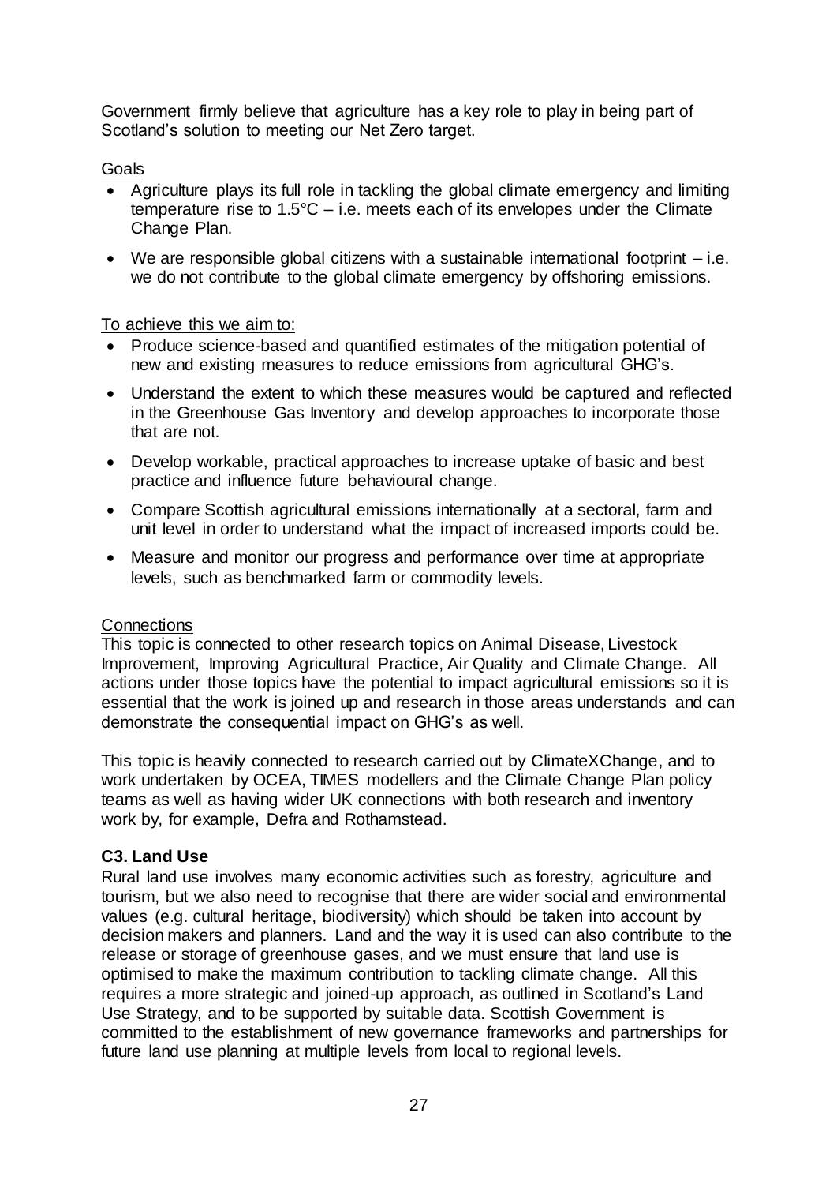Government firmly believe that agriculture has a key role to play in being part of Scotland's solution to meeting our Net Zero target.

Goals

- Agriculture plays its full role in tackling the global climate emergency and limiting temperature rise to 1.5°C – i.e. meets each of its envelopes under the Climate Change Plan.
- We are responsible global citizens with a sustainable international footprint – i.e. we do not contribute to the global climate emergency by offshoring emissions.

To achieve this we aim to:

- Produce science-based and quantified estimates of the mitigation potential of new and existing measures to reduce emissions from agricultural GHG's.
- Understand the extent to which these measures would be captured and reflected in the Greenhouse Gas Inventory and develop approaches to incorporate those that are not.
- Develop workable, practical approaches to increase uptake of basic and best practice and influence future behavioural change.
- Compare Scottish agricultural emissions internationally at a sectoral, farm and unit level in order to understand what the impact of increased imports could be.
- Measure and monitor our progress and performance over time at appropriate levels, such as benchmarked farm or commodity levels.

Connections

This topic is connected to other research topics on Animal Disease, Livestock Improvement, Improving Agricultural Practice, Air Quality and Climate Change. All actions under those topics have the potential to impact agricultural emissions so it is essential that the work is joined up and research in those areas understands and can demonstrate the consequential impact on GHG's as well.

This topic is heavily connected to research carried out by ClimateXChange, and to work undertaken by OCEA, TIMES modellers and the Climate Change Plan policy teams as well as having wider UK connections with both research and inventory work by, for example, Defra and Rothamstead.

**C3. Land Use**

Rural land use involves many economic activities such as forestry, agriculture and tourism, but we also need to recognise that there are wider social and environmental values (e.g. cultural heritage, biodiversity) which should be taken into account by decision makers and planners. Land and the way it is used can also contribute to the release or storage of greenhouse gases, and we must ensure that land use is optimised to make the maximum contribution to tackling climate change. All this requires a more strategic and joined-up approach, as outlined in Scotland's Land Use Strategy, and to be supported by suitable data. Scottish Government is committed to the establishment of new governance frameworks and partnerships for future land use planning at multiple levels from local to regional levels.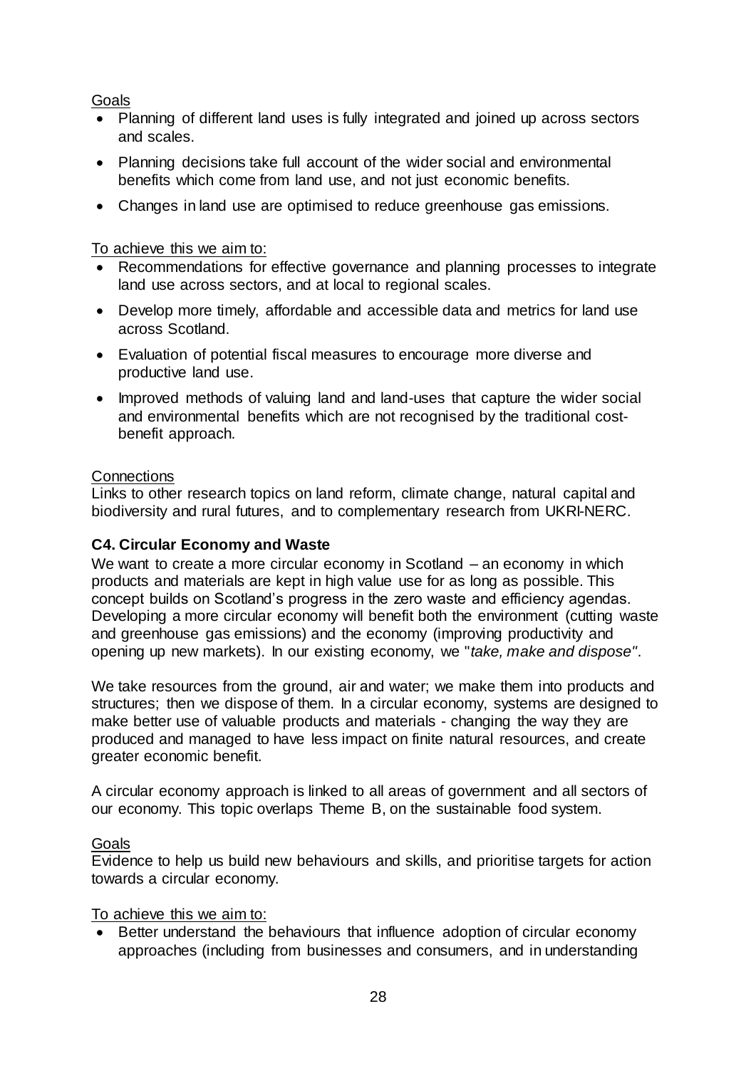Goals

- Planning of different land uses is fully integrated and joined up across sectors and scales.
- Planning decisions take full account of the wider social and environmental benefits which come from land use, and not just economic benefits.
- Changes in land use are optimised to reduce greenhouse gas emissions.

To achieve this we aim to:

- Recommendations for effective governance and planning processes to integrate land use across sectors, and at local to regional scales.
- Develop more timely, affordable and accessible data and metrics for land use across Scotland.
- Evaluation of potential fiscal measures to encourage more diverse and productive land use.
- Improved methods of valuing land and land-uses that capture the wider social and environmental benefits which are not recognised by the traditional cost-benefit approach.

Connections

Links to other research topics on land reform, climate change, natural capital and biodiversity and rural futures, and to complementary research from UKRI-NERC.

**C4. Circular Economy and Waste**

We want to create a more circular economy in Scotland – an economy in which products and materials are kept in high value use for as long as possible. This concept builds on Scotland's progress in the zero waste and efficiency agendas. Developing a more circular economy will benefit both the environment (cutting waste and greenhouse gas emissions) and the economy (improving productivity and opening up new markets). In our existing economy, we "*take, make and dispose"*.

We take resources from the ground, air and water; we make them into products and structures; then we dispose of them. In a circular economy, systems are designed to make better use of valuable products and materials - changing the way they are produced and managed to have less impact on finite natural resources, and create greater economic benefit.

A circular economy approach is linked to all areas of government and all sectors of our economy. This topic overlaps Theme B, on the sustainable food system.

Goals

Evidence to help us build new behaviours and skills, and prioritise targets for action towards a circular economy.

To achieve this we aim to:

- Better understand the behaviours that influence adoption of circular economy approaches (including from businesses and consumers, and in understanding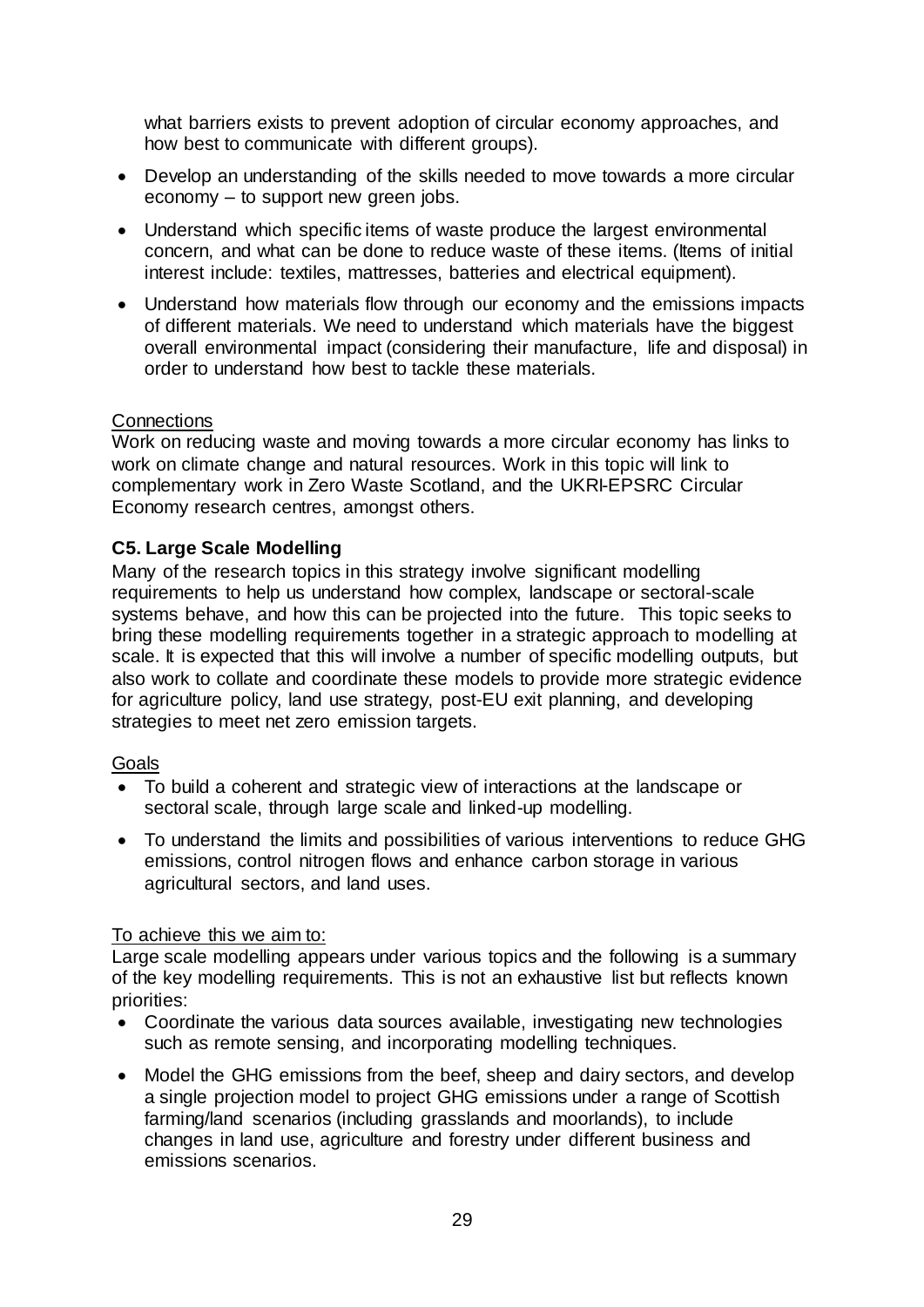what barriers exists to prevent adoption of circular economy approaches, and how best to communicate with different groups).

- Develop an understanding of the skills needed to move towards a more circular economy – to support new green jobs.
- Understand which specific items of waste produce the largest environmental concern, and what can be done to reduce waste of these items. (Items of initial interest include: textiles, mattresses, batteries and electrical equipment).
- Understand how materials flow through our economy and the emissions impacts of different materials. We need to understand which materials have the biggest overall environmental impact (considering their manufacture, life and disposal) in order to understand how best to tackle these materials.

Connections

Work on reducing waste and moving towards a more circular economy has links to work on climate change and natural resources. Work in this topic will link to complementary work in Zero Waste Scotland, and the UKRI-EPSRC Circular Economy research centres, amongst others.

**C5. Large Scale Modelling**

Many of the research topics in this strategy involve significant modelling requirements to help us understand how complex, landscape or sectoral-scale systems behave, and how this can be projected into the future. This topic seeks to bring these modelling requirements together in a strategic approach to modelling at scale. It is expected that this will involve a number of specific modelling outputs, but also work to collate and coordinate these models to provide more strategic evidence for agriculture policy, land use strategy, post-EU exit planning, and developing strategies to meet net zero emission targets.

Goals

- To build a coherent and strategic view of interactions at the landscape or sectoral scale, through large scale and linked-up modelling.
- To understand the limits and possibilities of various interventions to reduce GHG emissions, control nitrogen flows and enhance carbon storage in various agricultural sectors, and land uses.

To achieve this we aim to:

Large scale modelling appears under various topics and the following is a summary of the key modelling requirements. This is not an exhaustive list but reflects known priorities:

- Coordinate the various data sources available, investigating new technologies such as remote sensing, and incorporating modelling techniques.
- Model the GHG emissions from the beef, sheep and dairy sectors, and develop a single projection model to project GHG emissions under a range of Scottish farming/land scenarios (including grasslands and moorlands), to include changes in land use, agriculture and forestry under different business and emissions scenarios.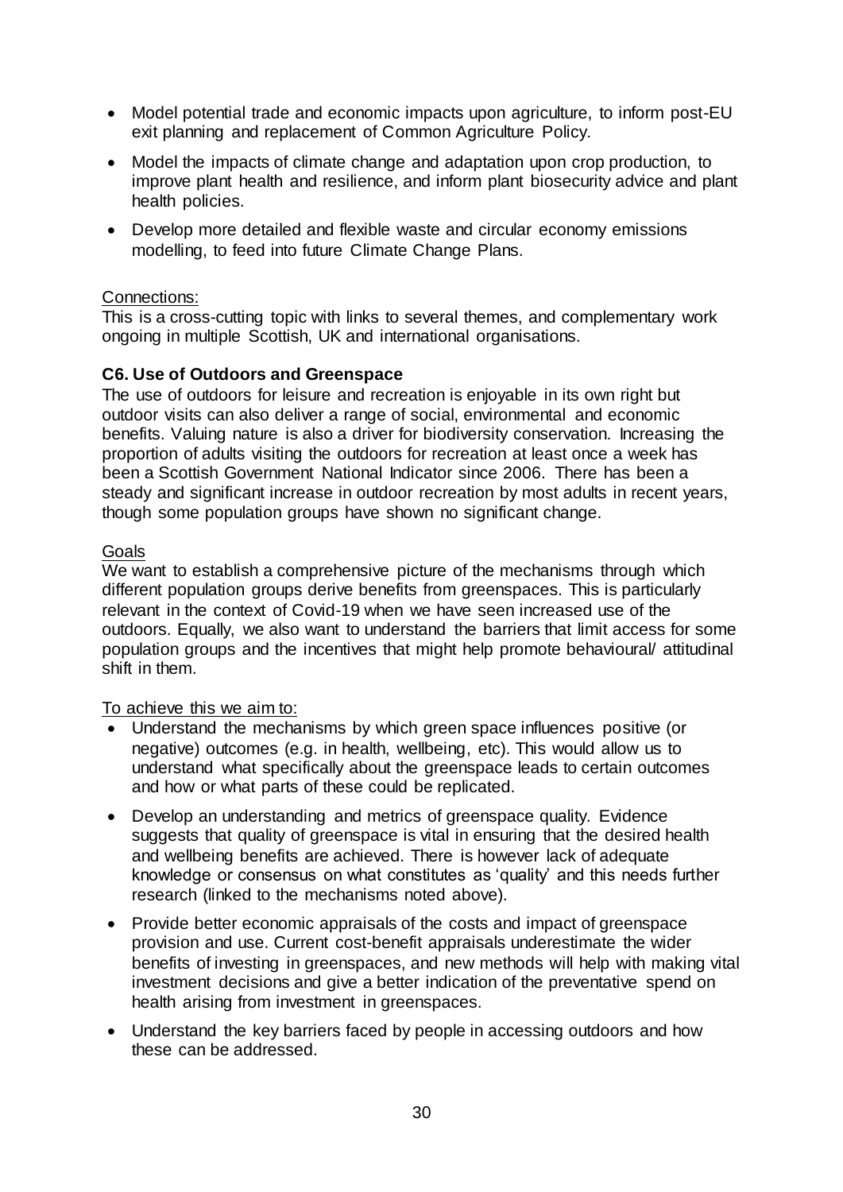- Model potential trade and economic impacts upon agriculture, to inform post-EU exit planning and replacement of Common Agriculture Policy.
- Model the impacts of climate change and adaptation upon crop production, to improve plant health and resilience, and inform plant biosecurity advice and plant health policies.
- Develop more detailed and flexible waste and circular economy emissions modelling, to feed into future Climate Change Plans.

Connections:
This is a cross-cutting topic with links to several themes, and complementary work ongoing in multiple Scottish, UK and international organisations.

**C6. Use of Outdoors and Greenspace**

The use of outdoors for leisure and recreation is enjoyable in its own right but outdoor visits can also deliver a range of social, environmental and economic benefits. Valuing nature is also a driver for biodiversity conservation. Increasing the proportion of adults visiting the outdoors for recreation at least once a week has been a Scottish Government National Indicator since 2006. There has been a steady and significant increase in outdoor recreation by most adults in recent years, though some population groups have shown no significant change.

Goals
We want to establish a comprehensive picture of the mechanisms through which different population groups derive benefits from greenspaces. This is particularly relevant in the context of Covid-19 when we have seen increased use of the outdoors. Equally, we also want to understand the barriers that limit access for some population groups and the incentives that might help promote behavioural/ attitudinal shift in them.

To achieve this we aim to:

- Understand the mechanisms by which green space influences positive (or negative) outcomes (e.g. in health, wellbeing, etc). This would allow us to understand what specifically about the greenspace leads to certain outcomes and how or what parts of these could be replicated.
- Develop an understanding and metrics of greenspace quality. Evidence suggests that quality of greenspace is vital in ensuring that the desired health and wellbeing benefits are achieved. There is however lack of adequate knowledge or consensus on what constitutes as 'quality' and this needs further research (linked to the mechanisms noted above).
- Provide better economic appraisals of the costs and impact of greenspace provision and use. Current cost-benefit appraisals underestimate the wider benefits of investing in greenspaces, and new methods will help with making vital investment decisions and give a better indication of the preventative spend on health arising from investment in greenspaces.
- Understand the key barriers faced by people in accessing outdoors and how these can be addressed.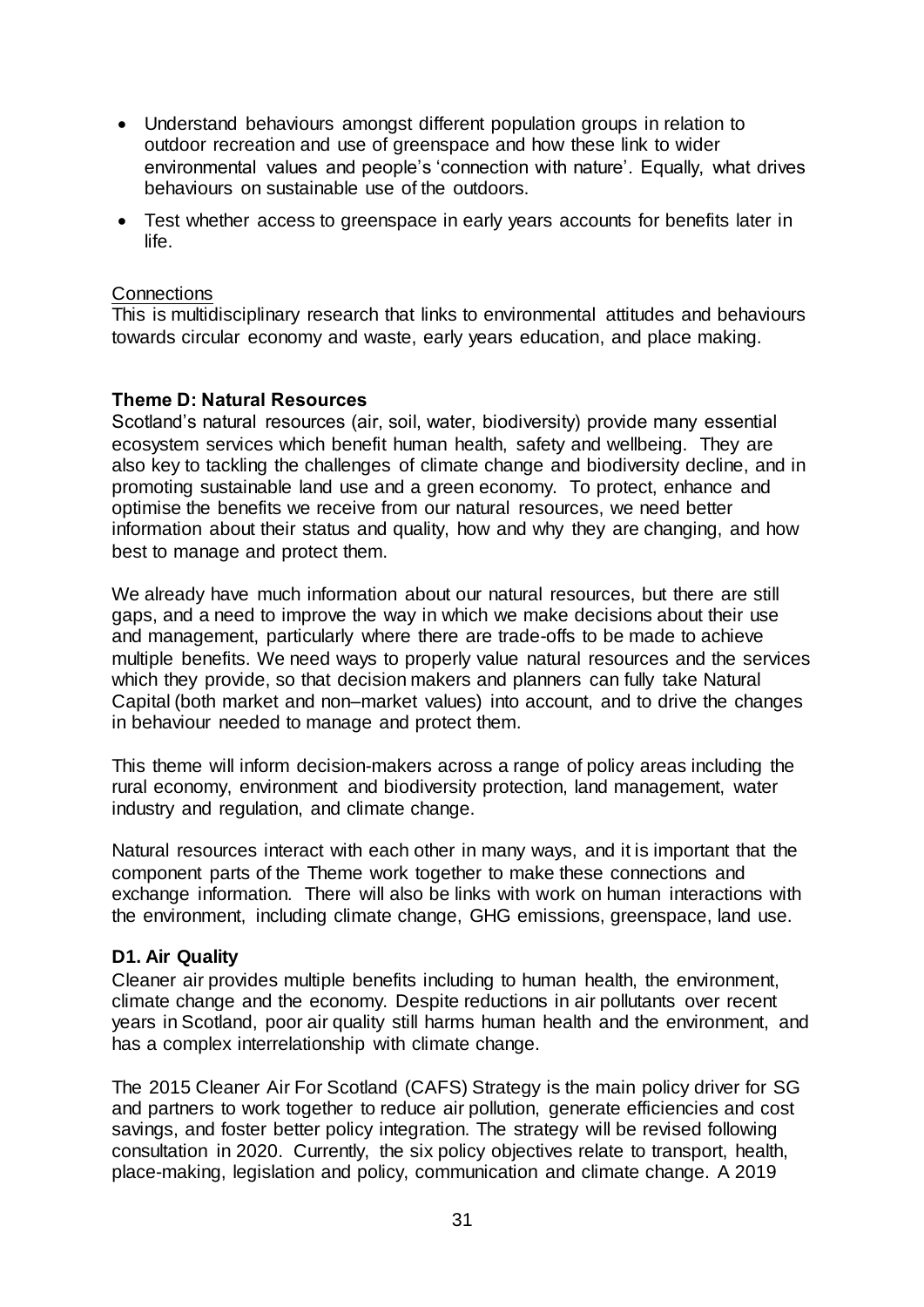- Understand behaviours amongst different population groups in relation to outdoor recreation and use of greenspace and how these link to wider environmental values and people's 'connection with nature'. Equally, what drives behaviours on sustainable use of the outdoors.
- Test whether access to greenspace in early years accounts for benefits later in life.

Connections

This is multidisciplinary research that links to environmental attitudes and behaviours towards circular economy and waste, early years education, and place making.

**Theme D: Natural Resources**

Scotland's natural resources (air, soil, water, biodiversity) provide many essential ecosystem services which benefit human health, safety and wellbeing. They are also key to tackling the challenges of climate change and biodiversity decline, and in promoting sustainable land use and a green economy. To protect, enhance and optimise the benefits we receive from our natural resources, we need better information about their status and quality, how and why they are changing, and how best to manage and protect them.

We already have much information about our natural resources, but there are still gaps, and a need to improve the way in which we make decisions about their use and management, particularly where there are trade-offs to be made to achieve multiple benefits. We need ways to properly value natural resources and the services which they provide, so that decision makers and planners can fully take Natural Capital (both market and non–market values) into account, and to drive the changes in behaviour needed to manage and protect them.

This theme will inform decision-makers across a range of policy areas including the rural economy, environment and biodiversity protection, land management, water industry and regulation, and climate change.

Natural resources interact with each other in many ways, and it is important that the component parts of the Theme work together to make these connections and exchange information. There will also be links with work on human interactions with the environment, including climate change, GHG emissions, greenspace, land use.

**D1. Air Quality**

Cleaner air provides multiple benefits including to human health, the environment, climate change and the economy. Despite reductions in air pollutants over recent years in Scotland, poor air quality still harms human health and the environment, and has a complex interrelationship with climate change.

The 2015 Cleaner Air For Scotland (CAFS) Strategy is the main policy driver for SG and partners to work together to reduce air pollution, generate efficiencies and cost savings, and foster better policy integration. The strategy will be revised following consultation in 2020. Currently, the six policy objectives relate to transport, health, place-making, legislation and policy, communication and climate change. A 2019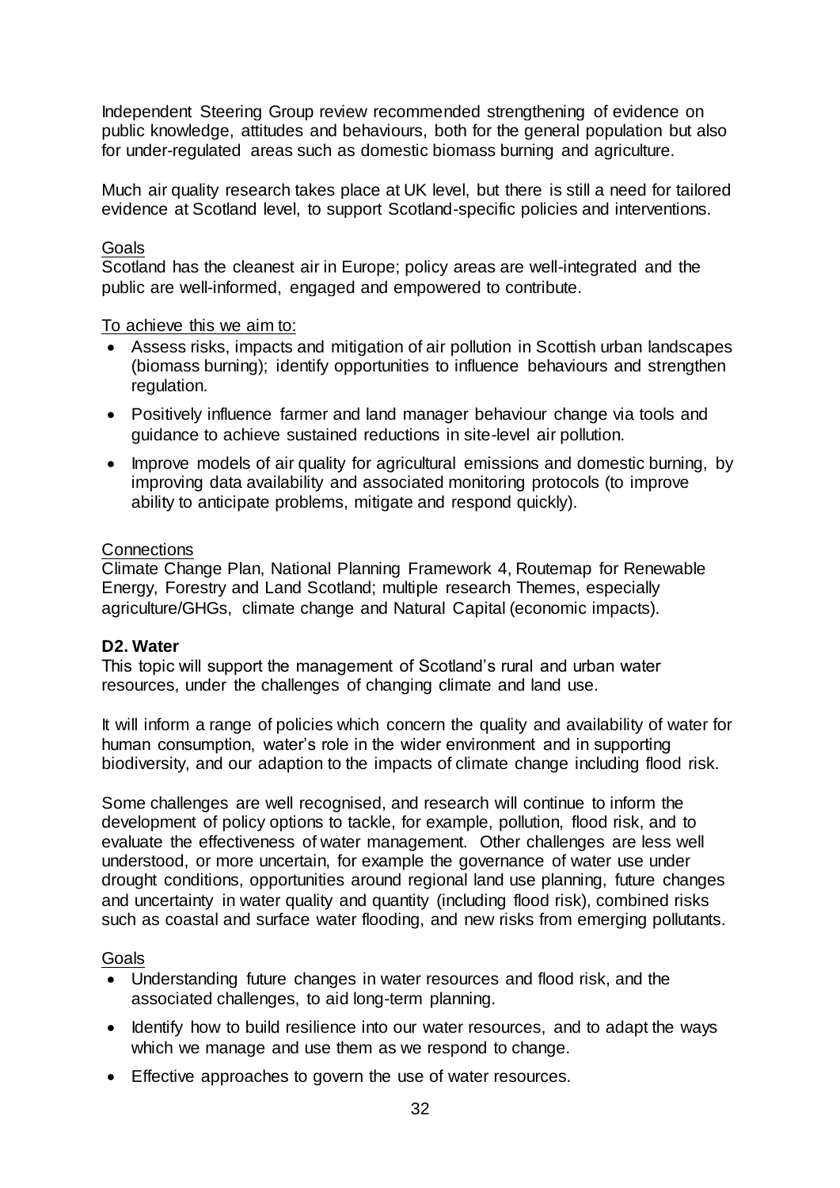Independent Steering Group review recommended strengthening of evidence on public knowledge, attitudes and behaviours, both for the general population but also for under-regulated areas such as domestic biomass burning and agriculture.

Much air quality research takes place at UK level, but there is still a need for tailored evidence at Scotland level, to support Scotland-specific policies and interventions.

Goals

Scotland has the cleanest air in Europe; policy areas are well-integrated and the public are well-informed, engaged and empowered to contribute.

To achieve this we aim to:

- Assess risks, impacts and mitigation of air pollution in Scottish urban landscapes (biomass burning); identify opportunities to influence behaviours and strengthen regulation.
- Positively influence farmer and land manager behaviour change via tools and guidance to achieve sustained reductions in site-level air pollution.
- Improve models of air quality for agricultural emissions and domestic burning, by improving data availability and associated monitoring protocols (to improve ability to anticipate problems, mitigate and respond quickly).

Connections

Climate Change Plan, National Planning Framework 4, Routemap for Renewable Energy, Forestry and Land Scotland; multiple research Themes, especially agriculture/GHGs, climate change and Natural Capital (economic impacts).

**D2. Water**

This topic will support the management of Scotland's rural and urban water resources, under the challenges of changing climate and land use.

It will inform a range of policies which concern the quality and availability of water for human consumption, water's role in the wider environment and in supporting biodiversity, and our adaption to the impacts of climate change including flood risk.

Some challenges are well recognised, and research will continue to inform the development of policy options to tackle, for example, pollution, flood risk, and to evaluate the effectiveness of water management. Other challenges are less well understood, or more uncertain, for example the governance of water use under drought conditions, opportunities around regional land use planning, future changes and uncertainty in water quality and quantity (including flood risk), combined risks such as coastal and surface water flooding, and new risks from emerging pollutants.

Goals

- Understanding future changes in water resources and flood risk, and the associated challenges, to aid long-term planning.
- Identify how to build resilience into our water resources, and to adapt the ways which we manage and use them as we respond to change.
- Effective approaches to govern the use of water resources.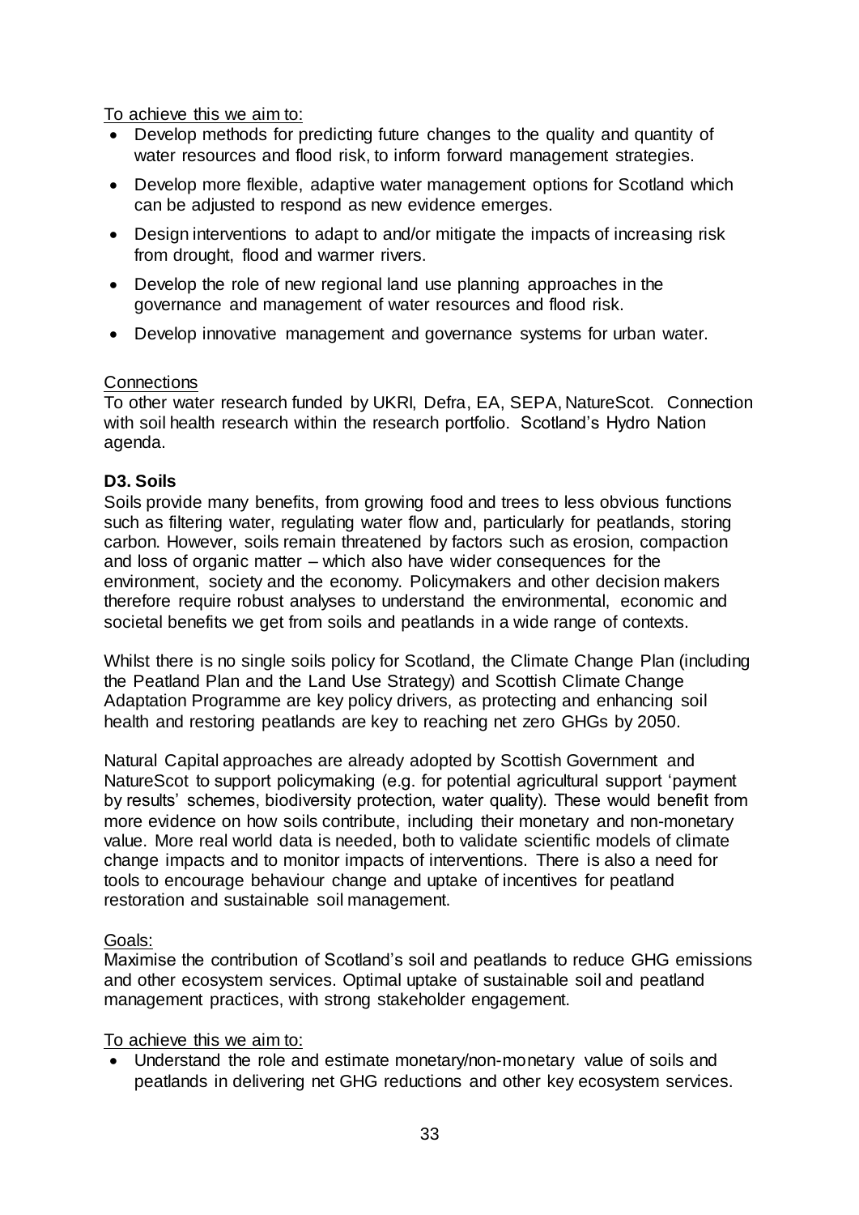To achieve this we aim to:

- Develop methods for predicting future changes to the quality and quantity of water resources and flood risk, to inform forward management strategies.
- Develop more flexible, adaptive water management options for Scotland which can be adjusted to respond as new evidence emerges.
- Design interventions to adapt to and/or mitigate the impacts of increasing risk from drought, flood and warmer rivers.
- Develop the role of new regional land use planning approaches in the governance and management of water resources and flood risk.
- Develop innovative management and governance systems for urban water.

Connections

To other water research funded by UKRI, Defra, EA, SEPA, NatureScot. Connection with soil health research within the research portfolio. Scotland's Hydro Nation agenda.

**D3. Soils**

Soils provide many benefits, from growing food and trees to less obvious functions such as filtering water, regulating water flow and, particularly for peatlands, storing carbon. However, soils remain threatened by factors such as erosion, compaction and loss of organic matter – which also have wider consequences for the environment, society and the economy. Policymakers and other decision makers therefore require robust analyses to understand the environmental, economic and societal benefits we get from soils and peatlands in a wide range of contexts.

Whilst there is no single soils policy for Scotland, the Climate Change Plan (including the Peatland Plan and the Land Use Strategy) and Scottish Climate Change Adaptation Programme are key policy drivers, as protecting and enhancing soil health and restoring peatlands are key to reaching net zero GHGs by 2050.

Natural Capital approaches are already adopted by Scottish Government and NatureScot to support policymaking (e.g. for potential agricultural support 'payment by results' schemes, biodiversity protection, water quality). These would benefit from more evidence on how soils contribute, including their monetary and non-monetary value. More real world data is needed, both to validate scientific models of climate change impacts and to monitor impacts of interventions. There is also a need for tools to encourage behaviour change and uptake of incentives for peatland restoration and sustainable soil management.

Goals:

Maximise the contribution of Scotland's soil and peatlands to reduce GHG emissions and other ecosystem services. Optimal uptake of sustainable soil and peatland management practices, with strong stakeholder engagement.

To achieve this we aim to:

- Understand the role and estimate monetary/non-monetary value of soils and peatlands in delivering net GHG reductions and other key ecosystem services.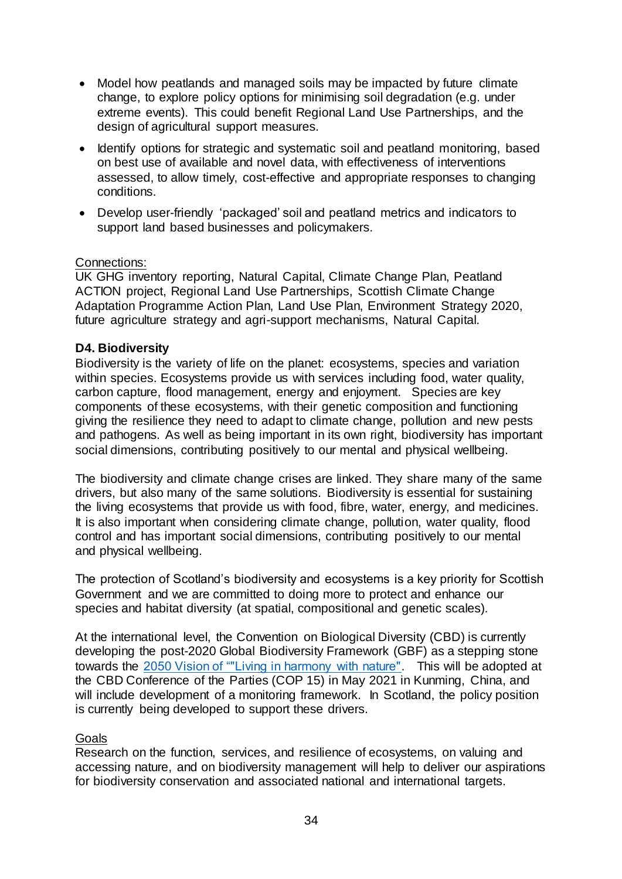- Model how peatlands and managed soils may be impacted by future climate change, to explore policy options for minimising soil degradation (e.g. under extreme events). This could benefit Regional Land Use Partnerships, and the design of agricultural support measures.
- Identify options for strategic and systematic soil and peatland monitoring, based on best use of available and novel data, with effectiveness of interventions assessed, to allow timely, cost-effective and appropriate responses to changing conditions.
- Develop user-friendly 'packaged' soil and peatland metrics and indicators to support land based businesses and policymakers.

Connections:
UK GHG inventory reporting, Natural Capital, Climate Change Plan, Peatland ACTION project, Regional Land Use Partnerships, Scottish Climate Change Adaptation Programme Action Plan, Land Use Plan, Environment Strategy 2020, future agriculture strategy and agri-support mechanisms, Natural Capital.

**D4. Biodiversity**

Biodiversity is the variety of life on the planet: ecosystems, species and variation within species. Ecosystems provide us with services including food, water quality, carbon capture, flood management, energy and enjoyment. Species are key components of these ecosystems, with their genetic composition and functioning giving the resilience they need to adapt to climate change, pollution and new pests and pathogens. As well as being important in its own right, biodiversity has important social dimensions, contributing positively to our mental and physical wellbeing.

The biodiversity and climate change crises are linked. They share many of the same drivers, but also many of the same solutions. Biodiversity is essential for sustaining the living ecosystems that provide us with food, fibre, water, energy, and medicines. It is also important when considering climate change, pollution, water quality, flood control and has important social dimensions, contributing positively to our mental and physical wellbeing.

The protection of Scotland's biodiversity and ecosystems is a key priority for Scottish Government and we are committed to doing more to protect and enhance our species and habitat diversity (at spatial, compositional and genetic scales).

At the international level, the Convention on Biological Diversity (CBD) is currently developing the post-2020 Global Biodiversity Framework (GBF) as a stepping stone towards the 2050 Vision of ""Living in harmony with nature". This will be adopted at the CBD Conference of the Parties (COP 15) in May 2021 in Kunming, China, and will include development of a monitoring framework. In Scotland, the policy position is currently being developed to support these drivers.

Goals

Research on the function, services, and resilience of ecosystems, on valuing and accessing nature, and on biodiversity management will help to deliver our aspirations for biodiversity conservation and associated national and international targets.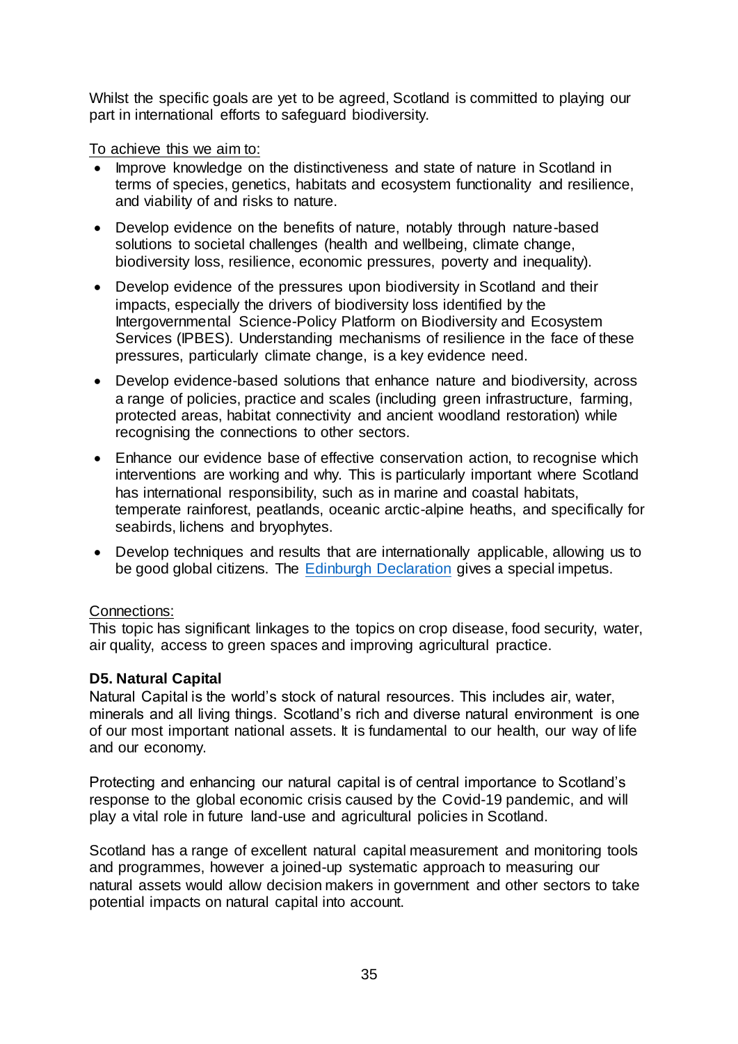Whilst the specific goals are yet to be agreed, Scotland is committed to playing our part in international efforts to safeguard biodiversity.

To achieve this we aim to:

- Improve knowledge on the distinctiveness and state of nature in Scotland in terms of species, genetics, habitats and ecosystem functionality and resilience, and viability of and risks to nature.
- Develop evidence on the benefits of nature, notably through nature-based solutions to societal challenges (health and wellbeing, climate change, biodiversity loss, resilience, economic pressures, poverty and inequality).
- Develop evidence of the pressures upon biodiversity in Scotland and their impacts, especially the drivers of biodiversity loss identified by the Intergovernmental Science-Policy Platform on Biodiversity and Ecosystem Services (IPBES). Understanding mechanisms of resilience in the face of these pressures, particularly climate change, is a key evidence need.
- Develop evidence-based solutions that enhance nature and biodiversity, across a range of policies, practice and scales (including green infrastructure, farming, protected areas, habitat connectivity and ancient woodland restoration) while recognising the connections to other sectors.
- Enhance our evidence base of effective conservation action, to recognise which interventions are working and why. This is particularly important where Scotland has international responsibility, such as in marine and coastal habitats, temperate rainforest, peatlands, oceanic arctic-alpine heaths, and specifically for seabirds, lichens and bryophytes.
- Develop techniques and results that are internationally applicable, allowing us to be good global citizens. The Edinburgh Declaration gives a special impetus.

Connections:
This topic has significant linkages to the topics on crop disease, food security, water, air quality, access to green spaces and improving agricultural practice.

**D5. Natural Capital**

Natural Capital is the world's stock of natural resources. This includes air, water, minerals and all living things. Scotland's rich and diverse natural environment is one of our most important national assets. It is fundamental to our health, our way of life and our economy.

Protecting and enhancing our natural capital is of central importance to Scotland's response to the global economic crisis caused by the Covid-19 pandemic, and will play a vital role in future land-use and agricultural policies in Scotland.

Scotland has a range of excellent natural capital measurement and monitoring tools and programmes, however a joined-up systematic approach to measuring our natural assets would allow decision makers in government and other sectors to take potential impacts on natural capital into account.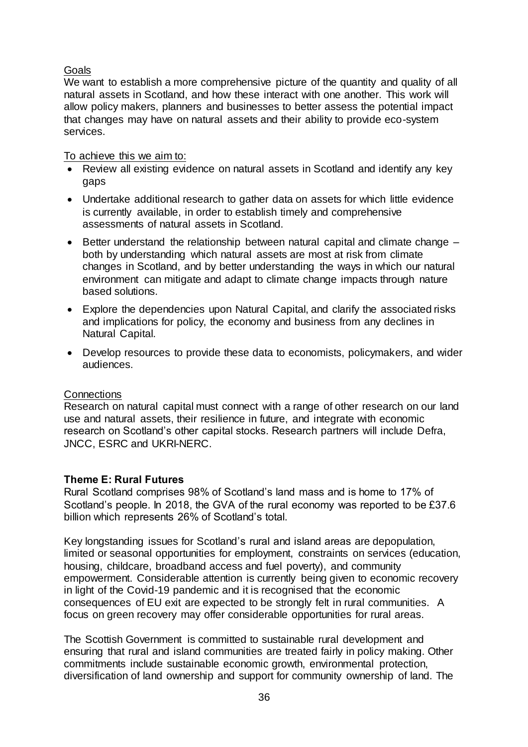Goals

We want to establish a more comprehensive picture of the quantity and quality of all natural assets in Scotland, and how these interact with one another. This work will allow policy makers, planners and businesses to better assess the potential impact that changes may have on natural assets and their ability to provide eco-system services.

To achieve this we aim to:

- Review all existing evidence on natural assets in Scotland and identify any key gaps
- Undertake additional research to gather data on assets for which little evidence is currently available, in order to establish timely and comprehensive assessments of natural assets in Scotland.
- Better understand the relationship between natural capital and climate change – both by understanding which natural assets are most at risk from climate changes in Scotland, and by better understanding the ways in which our natural environment can mitigate and adapt to climate change impacts through nature based solutions.
- Explore the dependencies upon Natural Capital, and clarify the associated risks and implications for policy, the economy and business from any declines in Natural Capital.
- Develop resources to provide these data to economists, policymakers, and wider audiences.

Connections

Research on natural capital must connect with a range of other research on our land use and natural assets, their resilience in future, and integrate with economic research on Scotland's other capital stocks. Research partners will include Defra, JNCC, ESRC and UKRI-NERC.

**Theme E: Rural Futures**

Rural Scotland comprises 98% of Scotland's land mass and is home to 17% of Scotland's people. In 2018, the GVA of the rural economy was reported to be £37.6 billion which represents 26% of Scotland's total.

Key longstanding issues for Scotland's rural and island areas are depopulation, limited or seasonal opportunities for employment, constraints on services (education, housing, childcare, broadband access and fuel poverty), and community empowerment. Considerable attention is currently being given to economic recovery in light of the Covid-19 pandemic and it is recognised that the economic consequences of EU exit are expected to be strongly felt in rural communities. A focus on green recovery may offer considerable opportunities for rural areas.

The Scottish Government is committed to sustainable rural development and ensuring that rural and island communities are treated fairly in policy making. Other commitments include sustainable economic growth, environmental protection, diversification of land ownership and support for community ownership of land. The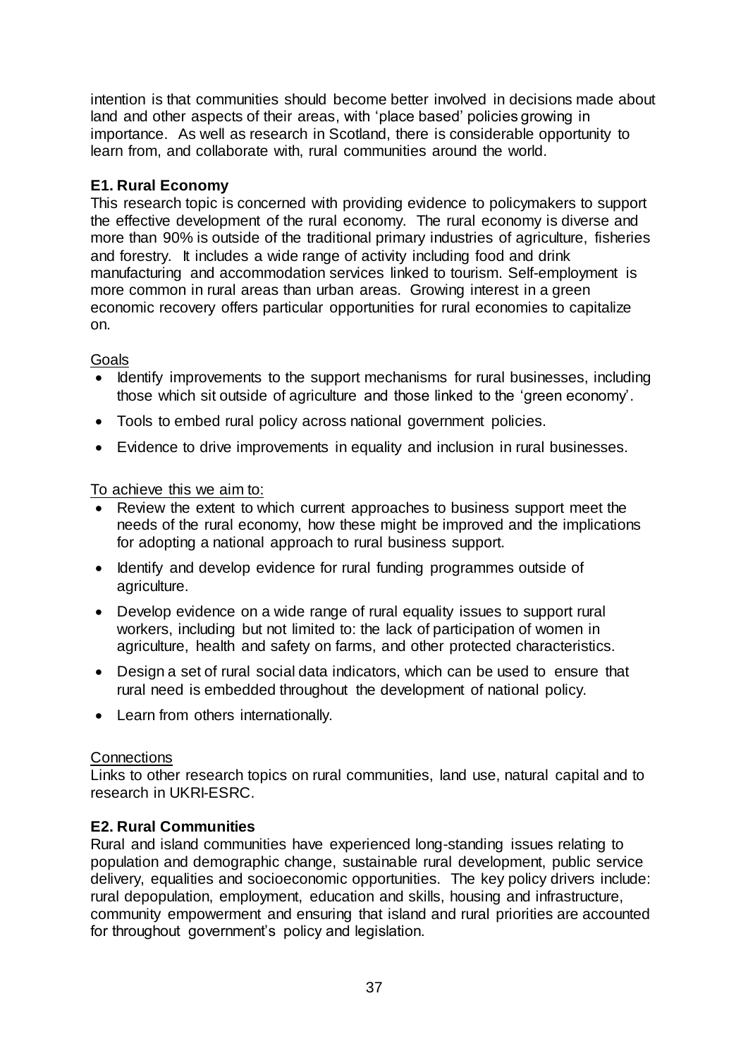intention is that communities should become better involved in decisions made about land and other aspects of their areas, with 'place based' policies growing in importance. As well as research in Scotland, there is considerable opportunity to learn from, and collaborate with, rural communities around the world.

### E1. Rural Economy

This research topic is concerned with providing evidence to policymakers to support the effective development of the rural economy. The rural economy is diverse and more than 90% is outside of the traditional primary industries of agriculture, fisheries and forestry. It includes a wide range of activity including food and drink manufacturing and accommodation services linked to tourism. Self-employment is more common in rural areas than urban areas. Growing interest in a green economic recovery offers particular opportunities for rural economies to capitalize on.

Goals

- Identify improvements to the support mechanisms for rural businesses, including those which sit outside of agriculture and those linked to the 'green economy'.
- Tools to embed rural policy across national government policies.
- Evidence to drive improvements in equality and inclusion in rural businesses.

To achieve this we aim to:

- Review the extent to which current approaches to business support meet the needs of the rural economy, how these might be improved and the implications for adopting a national approach to rural business support.
- Identify and develop evidence for rural funding programmes outside of agriculture.
- Develop evidence on a wide range of rural equality issues to support rural workers, including but not limited to: the lack of participation of women in agriculture, health and safety on farms, and other protected characteristics.
- Design a set of rural social data indicators, which can be used to ensure that rural need is embedded throughout the development of national policy.
- Learn from others internationally.

Connections

Links to other research topics on rural communities, land use, natural capital and to research in UKRI-ESRC.

### E2. Rural Communities

Rural and island communities have experienced long-standing issues relating to population and demographic change, sustainable rural development, public service delivery, equalities and socioeconomic opportunities. The key policy drivers include: rural depopulation, employment, education and skills, housing and infrastructure, community empowerment and ensuring that island and rural priorities are accounted for throughout government's policy and legislation.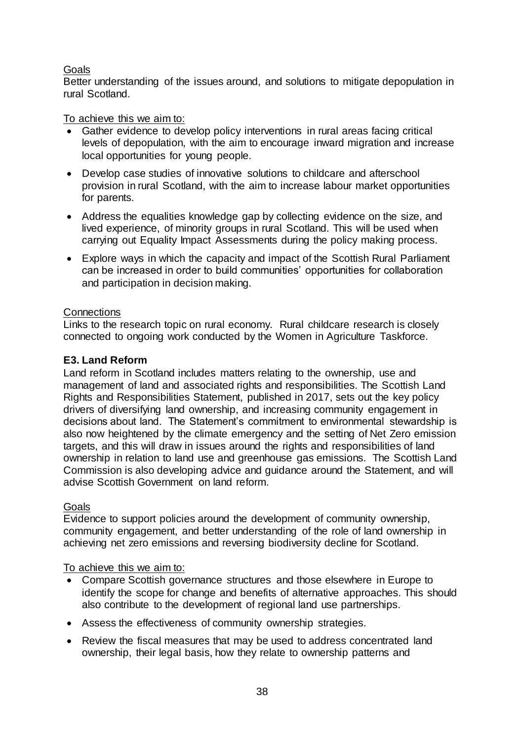Goals

Better understanding of the issues around, and solutions to mitigate depopulation in rural Scotland.

To achieve this we aim to:

- Gather evidence to develop policy interventions in rural areas facing critical levels of depopulation, with the aim to encourage inward migration and increase local opportunities for young people.
- Develop case studies of innovative solutions to childcare and afterschool provision in rural Scotland, with the aim to increase labour market opportunities for parents.
- Address the equalities knowledge gap by collecting evidence on the size, and lived experience, of minority groups in rural Scotland. This will be used when carrying out Equality Impact Assessments during the policy making process.
- Explore ways in which the capacity and impact of the Scottish Rural Parliament can be increased in order to build communities' opportunities for collaboration and participation in decision making.

Connections

Links to the research topic on rural economy. Rural childcare research is closely connected to ongoing work conducted by the Women in Agriculture Taskforce.

**E3. Land Reform**

Land reform in Scotland includes matters relating to the ownership, use and management of land and associated rights and responsibilities. The Scottish Land Rights and Responsibilities Statement, published in 2017, sets out the key policy drivers of diversifying land ownership, and increasing community engagement in decisions about land. The Statement's commitment to environmental stewardship is also now heightened by the climate emergency and the setting of Net Zero emission targets, and this will draw in issues around the rights and responsibilities of land ownership in relation to land use and greenhouse gas emissions. The Scottish Land Commission is also developing advice and guidance around the Statement, and will advise Scottish Government on land reform.

Goals

Evidence to support policies around the development of community ownership, community engagement, and better understanding of the role of land ownership in achieving net zero emissions and reversing biodiversity decline for Scotland.

To achieve this we aim to:

- Compare Scottish governance structures and those elsewhere in Europe to identify the scope for change and benefits of alternative approaches. This should also contribute to the development of regional land use partnerships.
- Assess the effectiveness of community ownership strategies.
- Review the fiscal measures that may be used to address concentrated land ownership, their legal basis, how they relate to ownership patterns and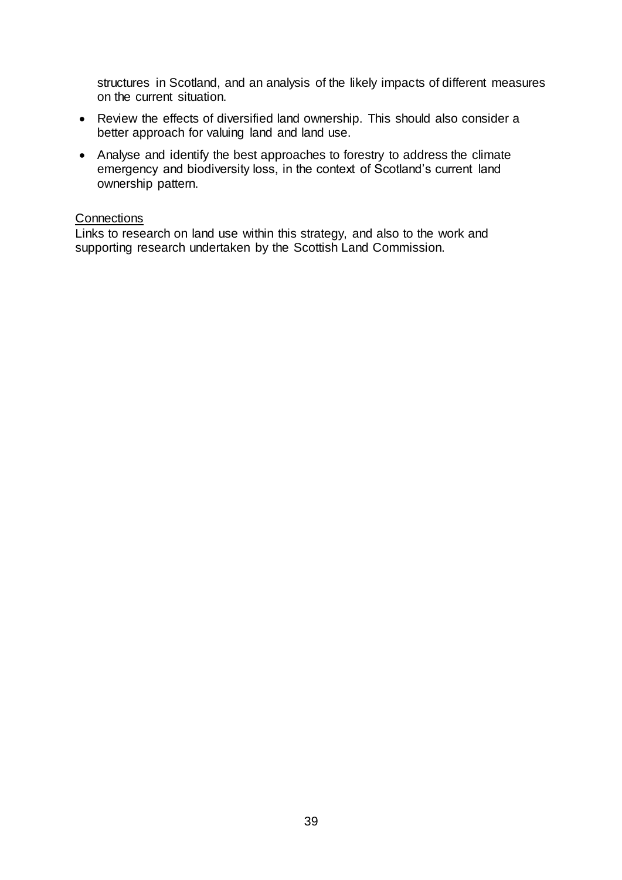structures in Scotland, and an analysis of the likely impacts of different measures on the current situation.

- Review the effects of diversified land ownership. This should also consider a better approach for valuing land and land use.
- Analyse and identify the best approaches to forestry to address the climate emergency and biodiversity loss, in the context of Scotland's current land ownership pattern.

<u>Connections</u>
Links to research on land use within this strategy, and also to the work and supporting research undertaken by the Scottish Land Commission.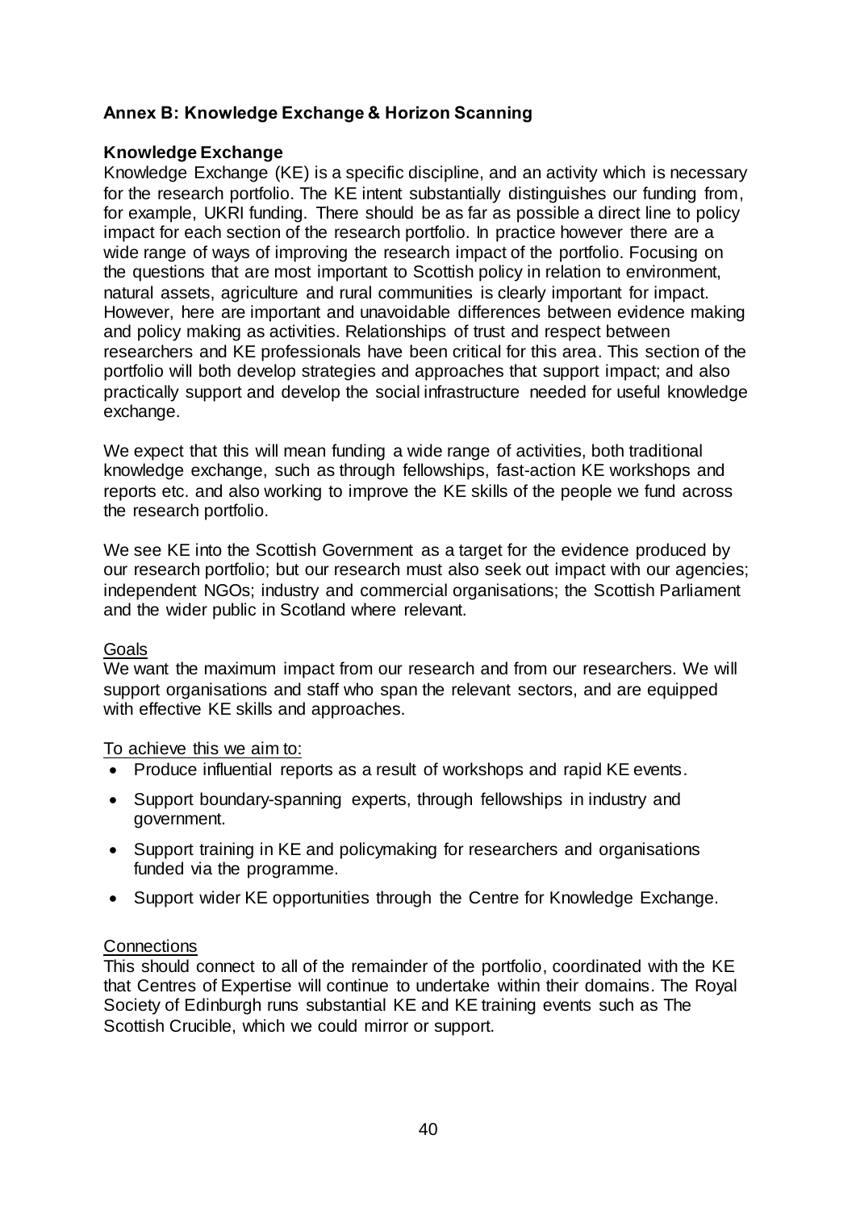## Annex B: Knowledge Exchange & Horizon Scanning

### Knowledge Exchange

Knowledge Exchange (KE) is a specific discipline, and an activity which is necessary for the research portfolio. The KE intent substantially distinguishes our funding from, for example, UKRI funding. There should be as far as possible a direct line to policy impact for each section of the research portfolio. In practice however there are a wide range of ways of improving the research impact of the portfolio. Focusing on the questions that are most important to Scottish policy in relation to environment, natural assets, agriculture and rural communities is clearly important for impact. However, here are important and unavoidable differences between evidence making and policy making as activities. Relationships of trust and respect between researchers and KE professionals have been critical for this area. This section of the portfolio will both develop strategies and approaches that support impact; and also practically support and develop the social infrastructure needed for useful knowledge exchange.

We expect that this will mean funding a wide range of activities, both traditional knowledge exchange, such as through fellowships, fast-action KE workshops and reports etc. and also working to improve the KE skills of the people we fund across the research portfolio.

We see KE into the Scottish Government as a target for the evidence produced by our research portfolio; but our research must also seek out impact with our agencies; independent NGOs; industry and commercial organisations; the Scottish Parliament and the wider public in Scotland where relevant.

<u>Goals</u>

We want the maximum impact from our research and from our researchers. We will support organisations and staff who span the relevant sectors, and are equipped with effective KE skills and approaches.

<u>To achieve this we aim to:</u>

- Produce influential reports as a result of workshops and rapid KE events.
- Support boundary-spanning experts, through fellowships in industry and government.
- Support training in KE and policymaking for researchers and organisations funded via the programme.
- Support wider KE opportunities through the Centre for Knowledge Exchange.

<u>Connections</u>

This should connect to all of the remainder of the portfolio, coordinated with the KE that Centres of Expertise will continue to undertake within their domains. The Royal Society of Edinburgh runs substantial KE and KE training events such as The Scottish Crucible, which we could mirror or support.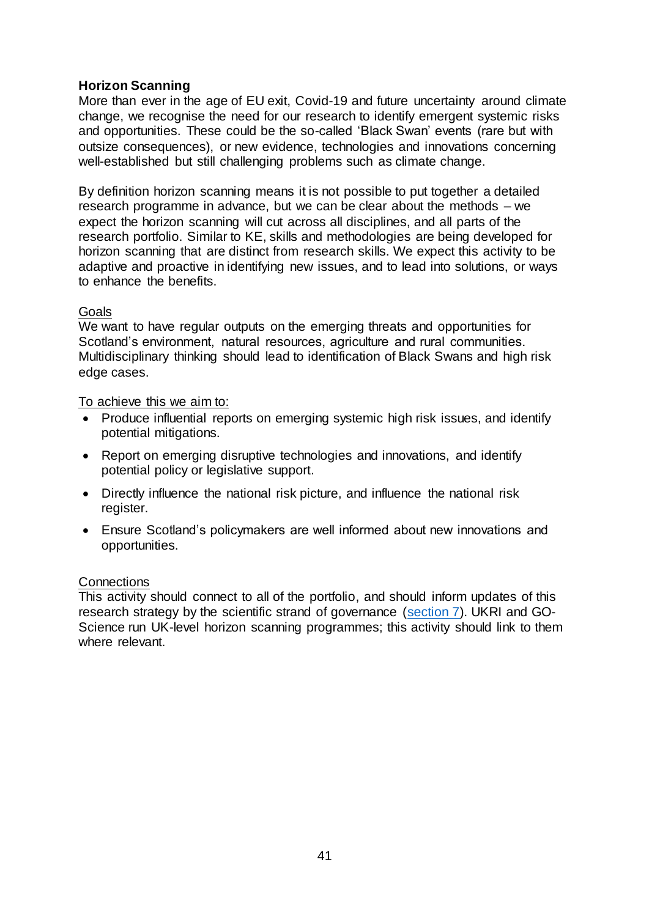**Horizon Scanning**

More than ever in the age of EU exit, Covid-19 and future uncertainty around climate change, we recognise the need for our research to identify emergent systemic risks and opportunities. These could be the so-called 'Black Swan' events (rare but with outsize consequences), or new evidence, technologies and innovations concerning well-established but still challenging problems such as climate change.

By definition horizon scanning means it is not possible to put together a detailed research programme in advance, but we can be clear about the methods – we expect the horizon scanning will cut across all disciplines, and all parts of the research portfolio. Similar to KE, skills and methodologies are being developed for horizon scanning that are distinct from research skills. We expect this activity to be adaptive and proactive in identifying new issues, and to lead into solutions, or ways to enhance the benefits.

<u>Goals</u>

We want to have regular outputs on the emerging threats and opportunities for Scotland's environment, natural resources, agriculture and rural communities. Multidisciplinary thinking should lead to identification of Black Swans and high risk edge cases.

<u>To achieve this we aim to:</u>

- Produce influential reports on emerging systemic high risk issues, and identify potential mitigations.
- Report on emerging disruptive technologies and innovations, and identify potential policy or legislative support.
- Directly influence the national risk picture, and influence the national risk register.
- Ensure Scotland's policymakers are well informed about new innovations and opportunities.

<u>Connections</u>

This activity should connect to all of the portfolio, and should inform updates of this research strategy by the scientific strand of governance (section 7). UKRI and GO-Science run UK-level horizon scanning programmes; this activity should link to them where relevant.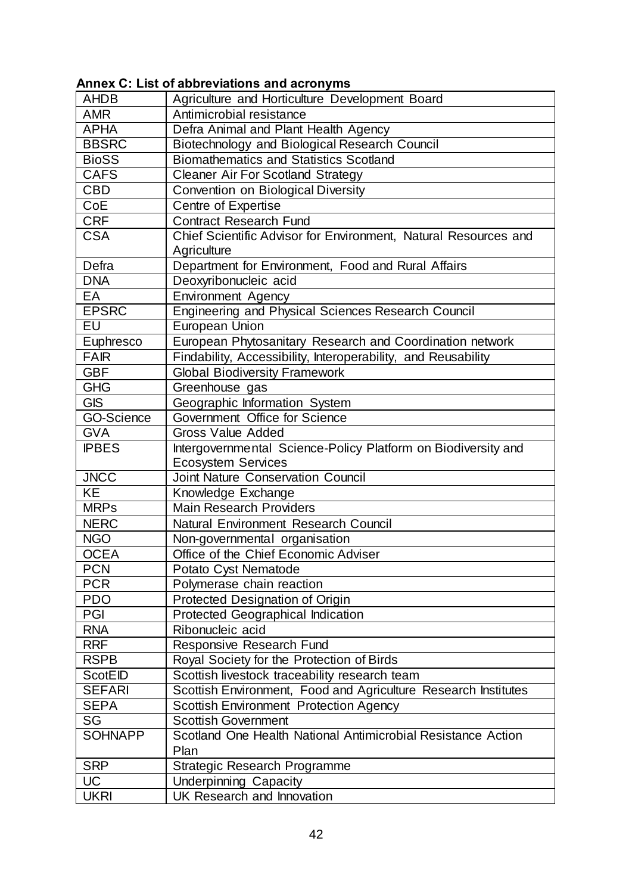**Annex C: List of abbreviations and acronyms**

| | |
|---|---|
| AHDB | Agriculture and Horticulture Development Board |
| AMR | Antimicrobial resistance |
| APHA | Defra Animal and Plant Health Agency |
| BBSRC | Biotechnology and Biological Research Council |
| BioSS | Biomathematics and Statistics Scotland |
| CAFS | Cleaner Air For Scotland Strategy |
| CBD | Convention on Biological Diversity |
| CoE | Centre of Expertise |
| CRF | Contract Research Fund |
| CSA | Chief Scientific Advisor for Environment, Natural Resources and Agriculture |
| Defra | Department for Environment, Food and Rural Affairs |
| DNA | Deoxyribonucleic acid |
| EA | Environment Agency |
| EPSRC | Engineering and Physical Sciences Research Council |
| EU | European Union |
| Euphresco | European Phytosanitary Research and Coordination network |
| FAIR | Findability, Accessibility, Interoperability, and Reusability |
| GBF | Global Biodiversity Framework |
| GHG | Greenhouse gas |
| GIS | Geographic Information System |
| GO-Science | Government Office for Science |
| GVA | Gross Value Added |
| IPBES | Intergovernmental Science-Policy Platform on Biodiversity and Ecosystem Services |
| JNCC | Joint Nature Conservation Council |
| KE | Knowledge Exchange |
| MRPs | Main Research Providers |
| NERC | Natural Environment Research Council |
| NGO | Non-governmental organisation |
| OCEA | Office of the Chief Economic Adviser |
| PCN | Potato Cyst Nematode |
| PCR | Polymerase chain reaction |
| PDO | Protected Designation of Origin |
| PGI | Protected Geographical Indication |
| RNA | Ribonucleic acid |
| RRF | Responsive Research Fund |
| RSPB | Royal Society for the Protection of Birds |
| ScotEID | Scottish livestock traceability research team |
| SEFARI | Scottish Environment, Food and Agriculture Research Institutes |
| SEPA | Scottish Environment Protection Agency |
| SG | Scottish Government |
| SOHNAPP | Scotland One Health National Antimicrobial Resistance Action Plan |
| SRP | Strategic Research Programme |
| UC | Underpinning Capacity |
| UKRI | UK Research and Innovation |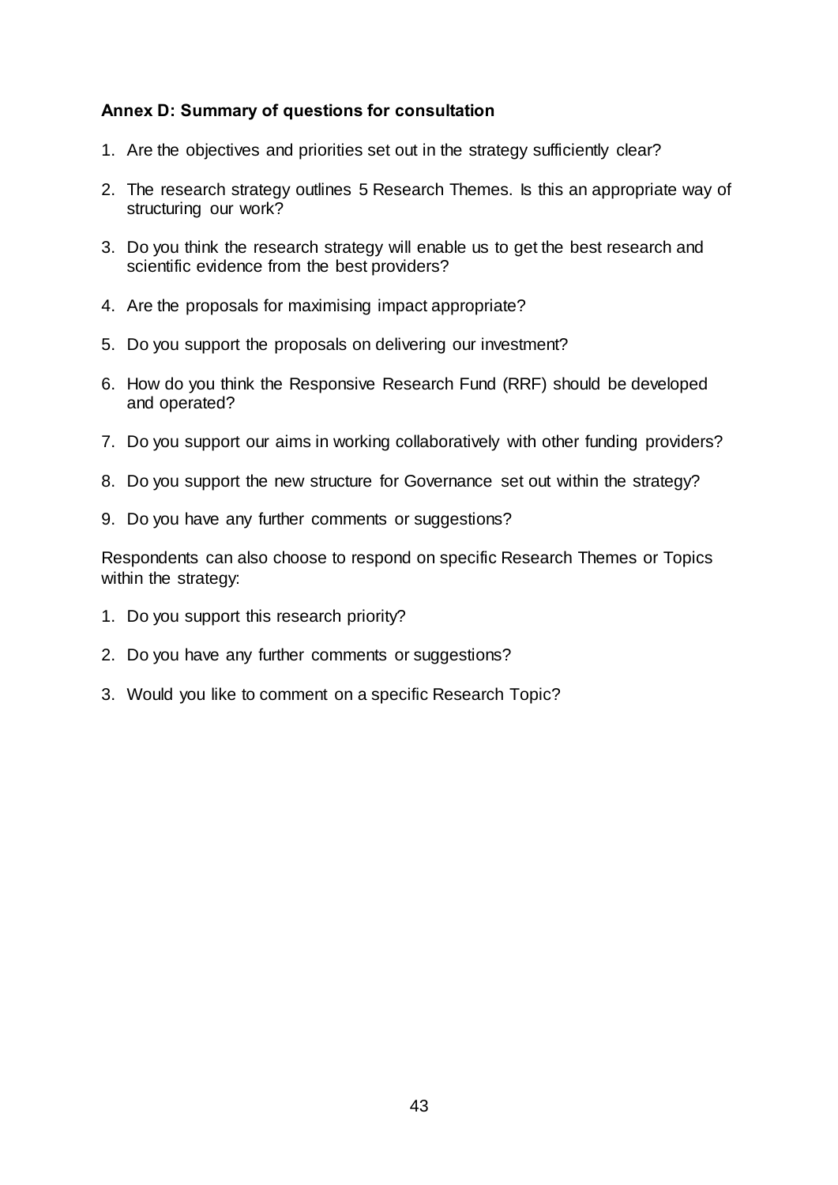## Annex D: Summary of questions for consultation

1. Are the objectives and priorities set out in the strategy sufficiently clear?
2. The research strategy outlines 5 Research Themes. Is this an appropriate way of structuring our work?
3. Do you think the research strategy will enable us to get the best research and scientific evidence from the best providers?
4. Are the proposals for maximising impact appropriate?
5. Do you support the proposals on delivering our investment?
6. How do you think the Responsive Research Fund (RRF) should be developed and operated?
7. Do you support our aims in working collaboratively with other funding providers?
8. Do you support the new structure for Governance set out within the strategy?
9. Do you have any further comments or suggestions?

Respondents can also choose to respond on specific Research Themes or Topics within the strategy:

1. Do you support this research priority?
2. Do you have any further comments or suggestions?
3. Would you like to comment on a specific Research Topic?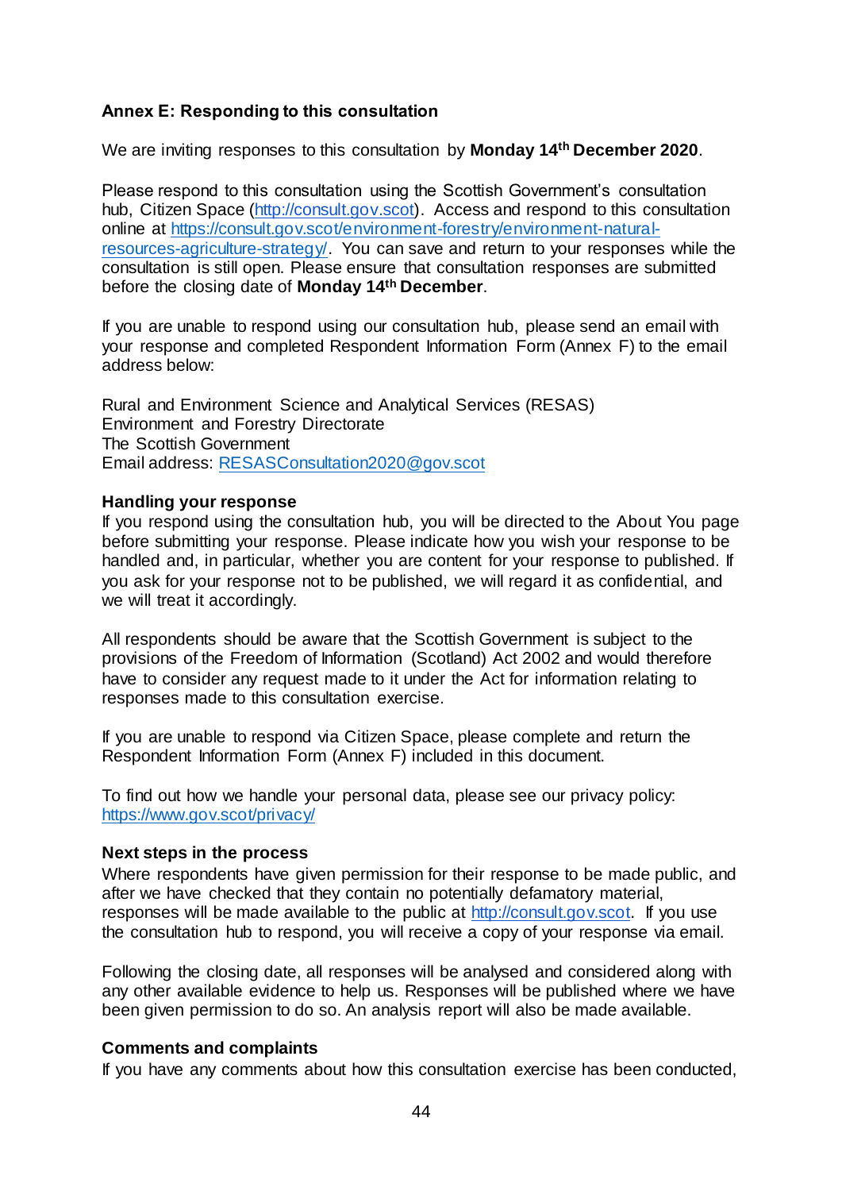## Annex E: Responding to this consultation

We are inviting responses to this consultation by **Monday 14th December 2020**.

Please respond to this consultation using the Scottish Government's consultation hub, Citizen Space (http://consult.gov.scot). Access and respond to this consultation online at https://consult.gov.scot/environment-forestry/environment-natural-resources-agriculture-strategy/. You can save and return to your responses while the consultation is still open. Please ensure that consultation responses are submitted before the closing date of **Monday 14th December**.

If you are unable to respond using our consultation hub, please send an email with your response and completed Respondent Information Form (Annex F) to the email address below:

Rural and Environment Science and Analytical Services (RESAS)
Environment and Forestry Directorate
The Scottish Government
Email address: RESASConsultation2020@gov.scot

### Handling your response

If you respond using the consultation hub, you will be directed to the About You page before submitting your response. Please indicate how you wish your response to be handled and, in particular, whether you are content for your response to published. If you ask for your response not to be published, we will regard it as confidential, and we will treat it accordingly.

All respondents should be aware that the Scottish Government is subject to the provisions of the Freedom of Information (Scotland) Act 2002 and would therefore have to consider any request made to it under the Act for information relating to responses made to this consultation exercise.

If you are unable to respond via Citizen Space, please complete and return the Respondent Information Form (Annex F) included in this document.

To find out how we handle your personal data, please see our privacy policy: https://www.gov.scot/privacy/

### Next steps in the process

Where respondents have given permission for their response to be made public, and after we have checked that they contain no potentially defamatory material, responses will be made available to the public at http://consult.gov.scot. If you use the consultation hub to respond, you will receive a copy of your response via email.

Following the closing date, all responses will be analysed and considered along with any other available evidence to help us. Responses will be published where we have been given permission to do so. An analysis report will also be made available.

### Comments and complaints

If you have any comments about how this consultation exercise has been conducted,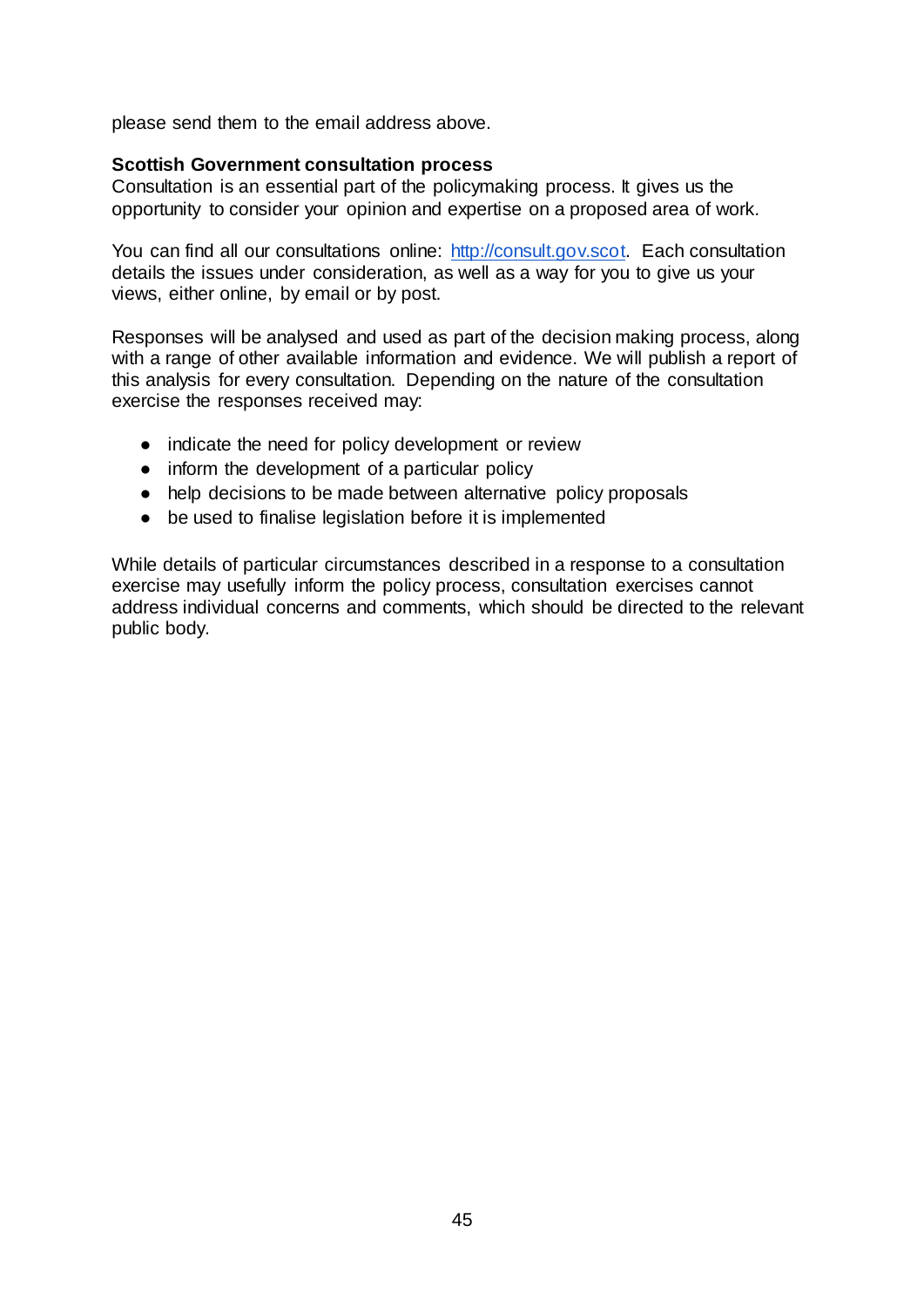please send them to the email address above.

**Scottish Government consultation process**
Consultation is an essential part of the policymaking process. It gives us the opportunity to consider your opinion and expertise on a proposed area of work.

You can find all our consultations online: http://consult.gov.scot. Each consultation details the issues under consideration, as well as a way for you to give us your views, either online, by email or by post.

Responses will be analysed and used as part of the decision making process, along with a range of other available information and evidence. We will publish a report of this analysis for every consultation. Depending on the nature of the consultation exercise the responses received may:

- indicate the need for policy development or review
- inform the development of a particular policy
- help decisions to be made between alternative policy proposals
- be used to finalise legislation before it is implemented

While details of particular circumstances described in a response to a consultation exercise may usefully inform the policy process, consultation exercises cannot address individual concerns and comments, which should be directed to the relevant public body.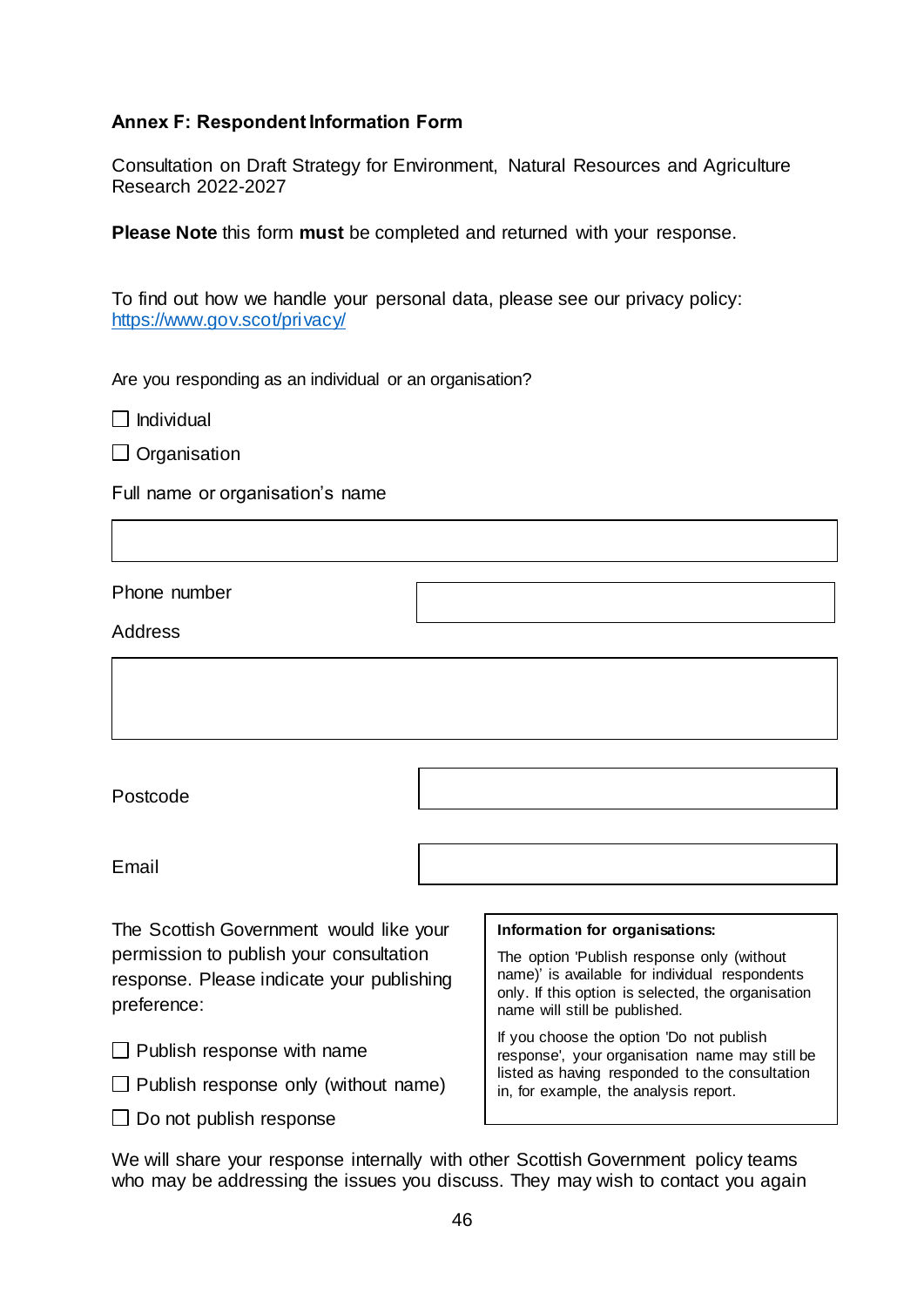**Annex F: Respondent Information Form**

Consultation on Draft Strategy for Environment, Natural Resources and Agriculture Research 2022-2027

**Please Note** this form **must** be completed and returned with your response.

To find out how we handle your personal data, please see our privacy policy: [https://www.gov.scot/privacy/](https://www.gov.scot/privacy/)

Are you responding as an individual or an organisation?

☐ Individual

☐ Organisation

Full name or organisation's name

| |
|---|
| |

Phone number

Address

| |
|---|
| |

Postcode

Email

The Scottish Government would like your permission to publish your consultation response. Please indicate your publishing preference:

☐ Publish response with name

☐ Publish response only (without name)

☐ Do not publish response

> **Information for organisations:**
>
> The option 'Publish response only (without name)' is available for individual respondents only. If this option is selected, the organisation name will still be published.
>
> If you choose the option 'Do not publish response', your organisation name may still be listed as having responded to the consultation in, for example, the analysis report.

We will share your response internally with other Scottish Government policy teams who may be addressing the issues you discuss. They may wish to contact you again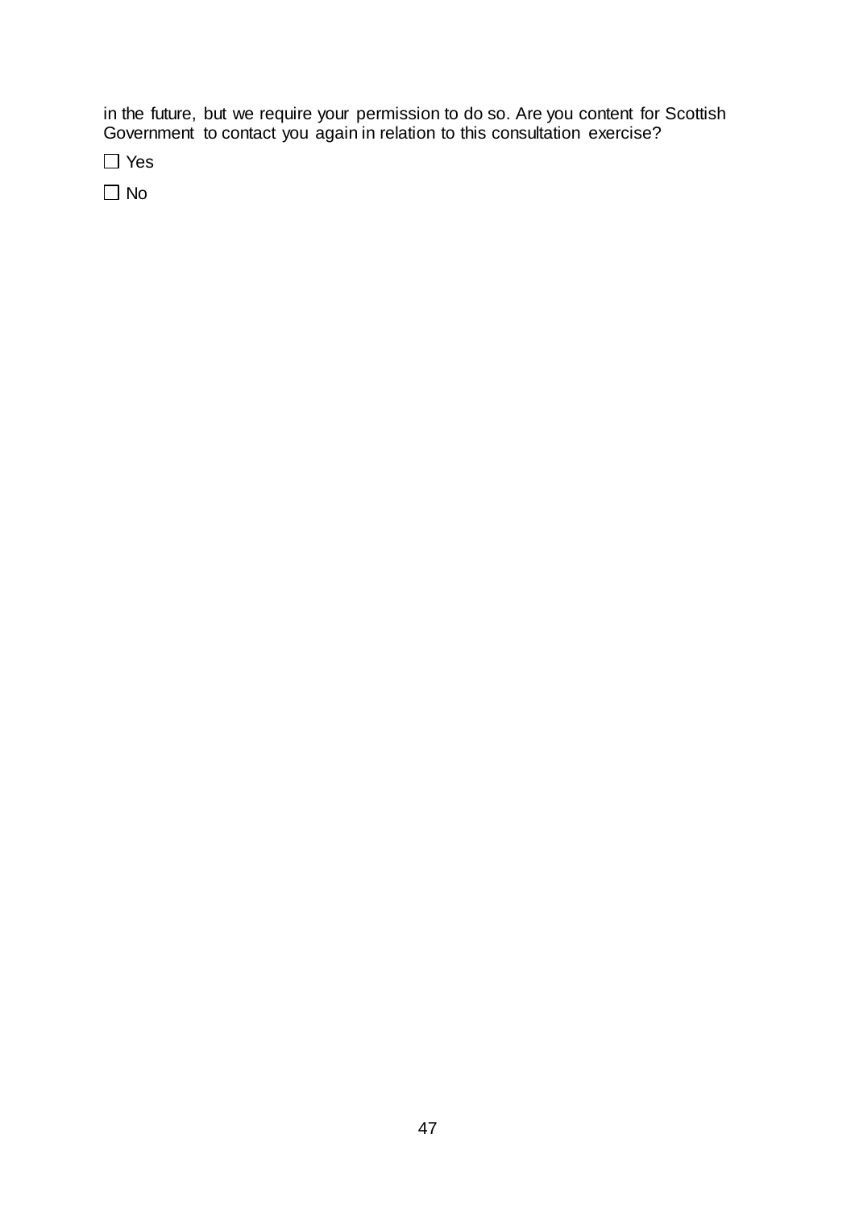in the future, but we require your permission to do so. Are you content for Scottish Government to contact you again in relation to this consultation exercise?

☐ Yes

☐ No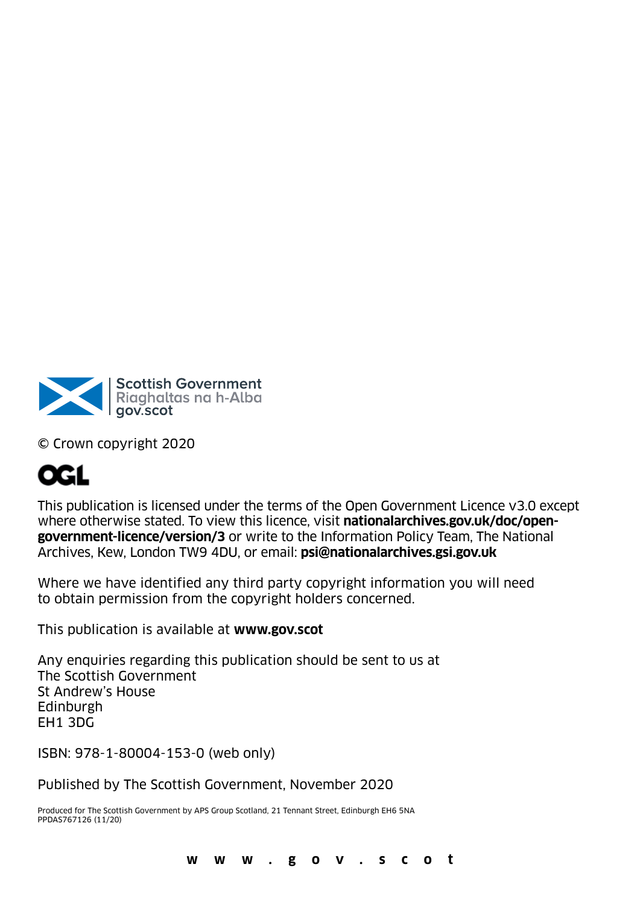Scottish Government
Riaghaltas na h-Alba
gov.scot

© Crown copyright 2020

OGL

This publication is licensed under the terms of the Open Government Licence v3.0 except where otherwise stated. To view this licence, visit **nationalarchives.gov.uk/doc/open-government-licence/version/3** or write to the Information Policy Team, The National Archives, Kew, London TW9 4DU, or email: **psi@nationalarchives.gsi.gov.uk**

Where we have identified any third party copyright information you will need to obtain permission from the copyright holders concerned.

This publication is available at **www.gov.scot**

Any enquiries regarding this publication should be sent to us at
The Scottish Government
St Andrew's House
Edinburgh
EH1 3DG

ISBN: 978-1-80004-153-0 (web only)

Published by The Scottish Government, November 2020

Produced for The Scottish Government by APS Group Scotland, 21 Tennant Street, Edinburgh EH6 5NA
PPDAS767126 (11/20)

**w w w . g o v . s c o t**